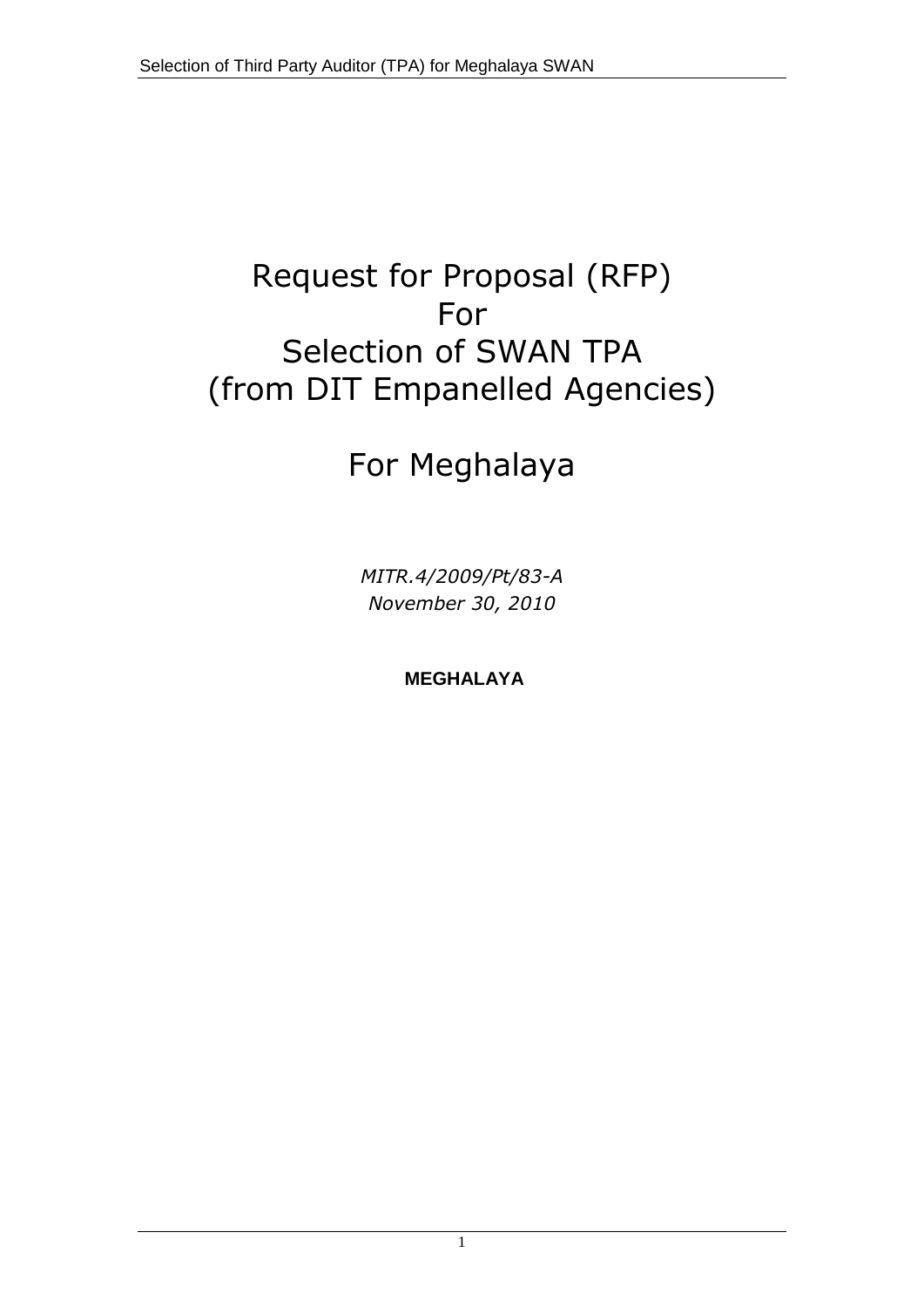# Request for Proposal (RFP)
# For
# Selection of SWAN TPA
# (from DIT Empanelled Agencies)

# For Meghalaya

*MITR.4/2009/Pt/83-A*
*November 30, 2010*

**MEGHALAYA**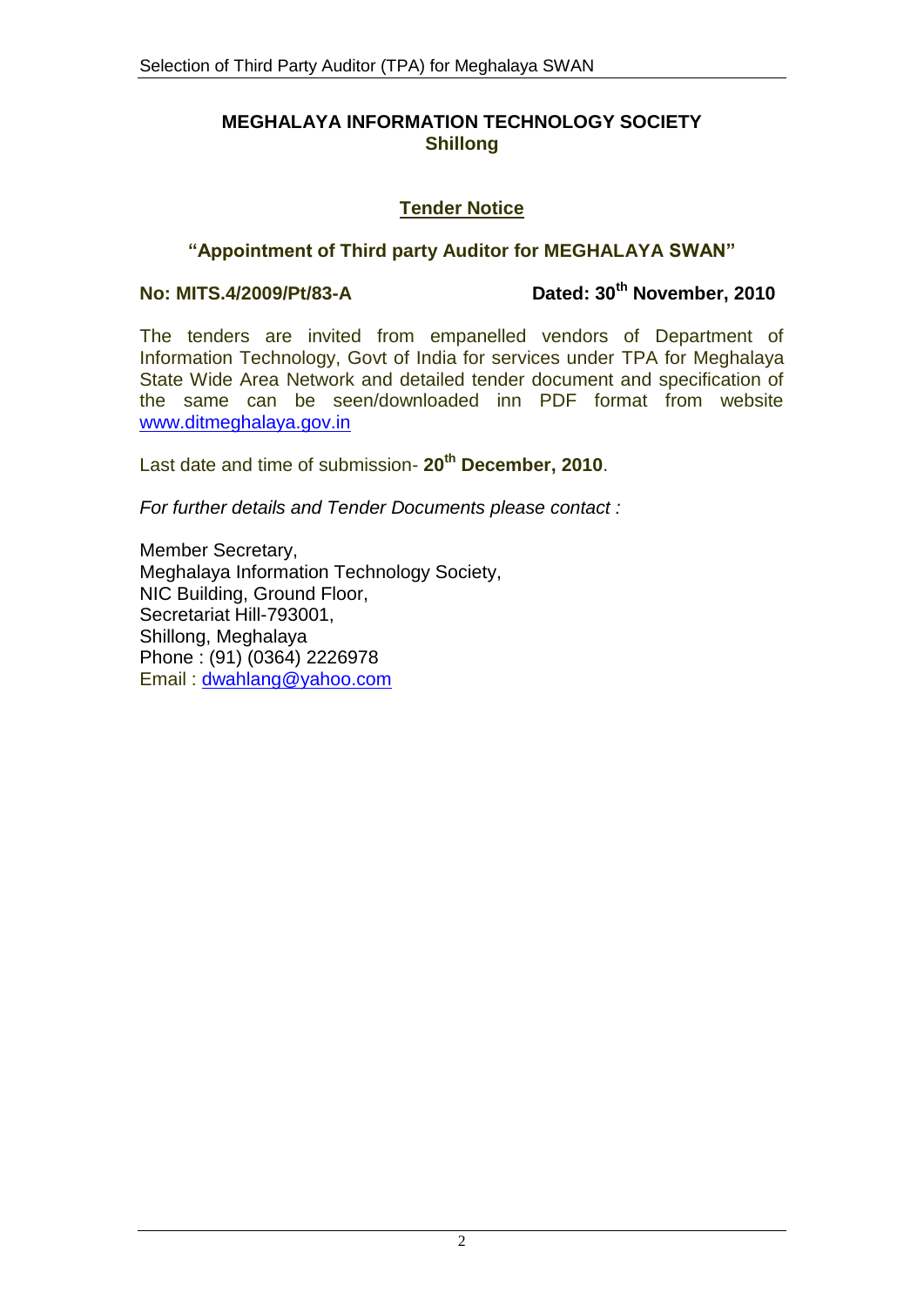**MEGHALAYA INFORMATION TECHNOLOGY SOCIETY**
**Shillong**

## Tender Notice

### "Appointment of Third party Auditor for MEGHALAYA SWAN"

**No: MITS.4/2009/Pt/83-A** **Dated: 30th November, 2010**

The tenders are invited from empanelled vendors of Department of Information Technology, Govt of India for services under TPA for Meghalaya State Wide Area Network and detailed tender document and specification of the same can be seen/downloaded inn PDF format from website www.ditmeghalaya.gov.in

Last date and time of submission- **20th December, 2010**.

*For further details and Tender Documents please contact :*

Member Secretary,
Meghalaya Information Technology Society,
NIC Building, Ground Floor,
Secretariat Hill-793001,
Shillong, Meghalaya
Phone : (91) (0364) 2226978
Email : dwahlang@yahoo.com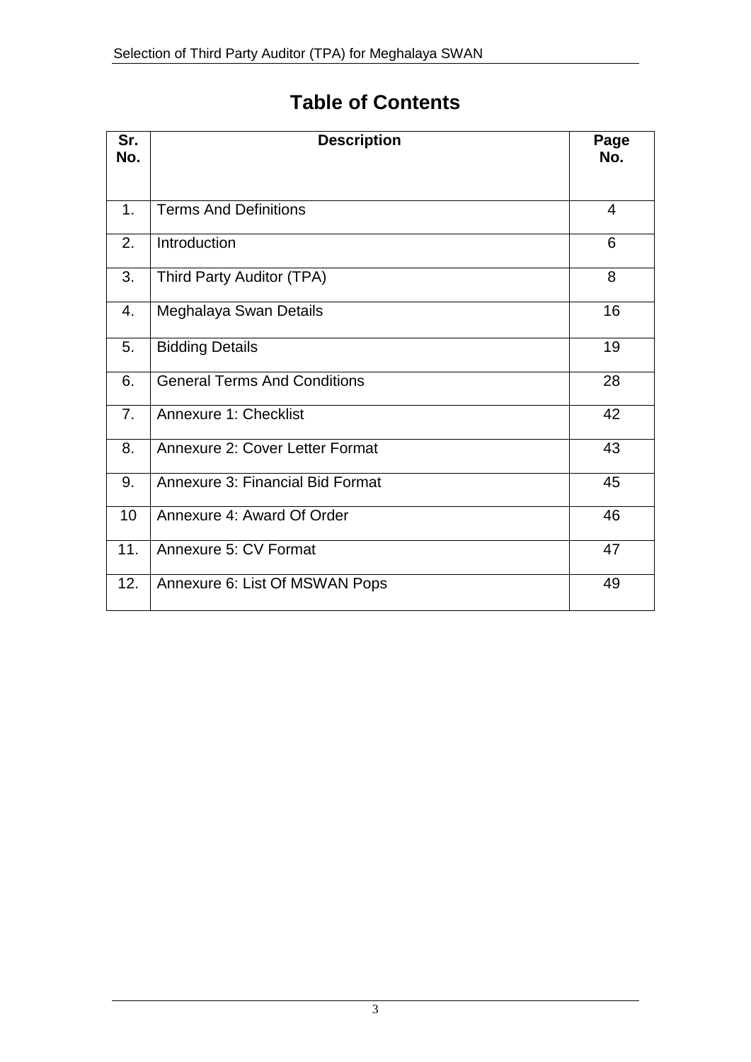# Table of Contents

| Sr. No. | Description | Page No. |
|---|---|---|
| 1. | Terms And Definitions | 4 |
| 2. | Introduction | 6 |
| 3. | Third Party Auditor (TPA) | 8 |
| 4. | Meghalaya Swan Details | 16 |
| 5. | Bidding Details | 19 |
| 6. | General Terms And Conditions | 28 |
| 7. | Annexure 1: Checklist | 42 |
| 8. | Annexure 2: Cover Letter Format | 43 |
| 9. | Annexure 3: Financial Bid Format | 45 |
| 10 | Annexure 4: Award Of Order | 46 |
| 11. | Annexure 5: CV Format | 47 |
| 12. | Annexure 6: List Of MSWAN Pops | 49 |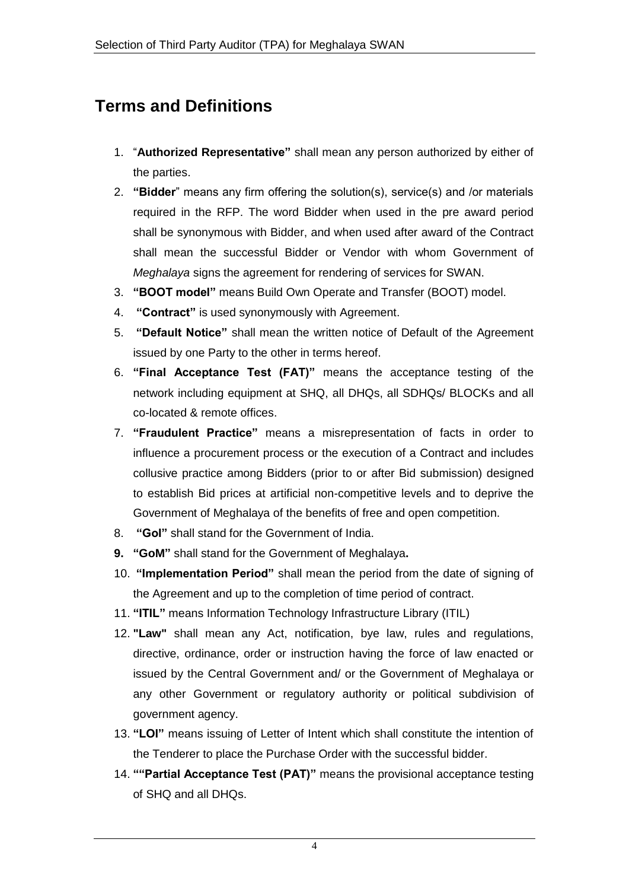## Terms and Definitions

1. "**Authorized Representative"** shall mean any person authorized by either of the parties.
2. **"Bidder**" means any firm offering the solution(s), service(s) and /or materials required in the RFP. The word Bidder when used in the pre award period shall be synonymous with Bidder, and when used after award of the Contract shall mean the successful Bidder or Vendor with whom Government of *Meghalaya* signs the agreement for rendering of services for SWAN.
3. **"BOOT model"** means Build Own Operate and Transfer (BOOT) model.
4. **"Contract"** is used synonymously with Agreement.
5. **"Default Notice"** shall mean the written notice of Default of the Agreement issued by one Party to the other in terms hereof.
6. **"Final Acceptance Test (FAT)"** means the acceptance testing of the network including equipment at SHQ, all DHQs, all SDHQs/ BLOCKs and all co-located & remote offices.
7. **"Fraudulent Practice"** means a misrepresentation of facts in order to influence a procurement process or the execution of a Contract and includes collusive practice among Bidders (prior to or after Bid submission) designed to establish Bid prices at artificial non-competitive levels and to deprive the Government of Meghalaya of the benefits of free and open competition.
8. **"GoI"** shall stand for the Government of India.
9. **"GoM"** shall stand for the Government of Meghalaya**.**
10. **"Implementation Period"** shall mean the period from the date of signing of the Agreement and up to the completion of time period of contract.
11. **"ITIL"** means Information Technology Infrastructure Library (ITIL)
12. **"Law"** shall mean any Act, notification, bye law, rules and regulations, directive, ordinance, order or instruction having the force of law enacted or issued by the Central Government and/ or the Government of Meghalaya or any other Government or regulatory authority or political subdivision of government agency.
13. **"LOI"** means issuing of Letter of Intent which shall constitute the intention of the Tenderer to place the Purchase Order with the successful bidder.
14. **""Partial Acceptance Test (PAT)"** means the provisional acceptance testing of SHQ and all DHQs.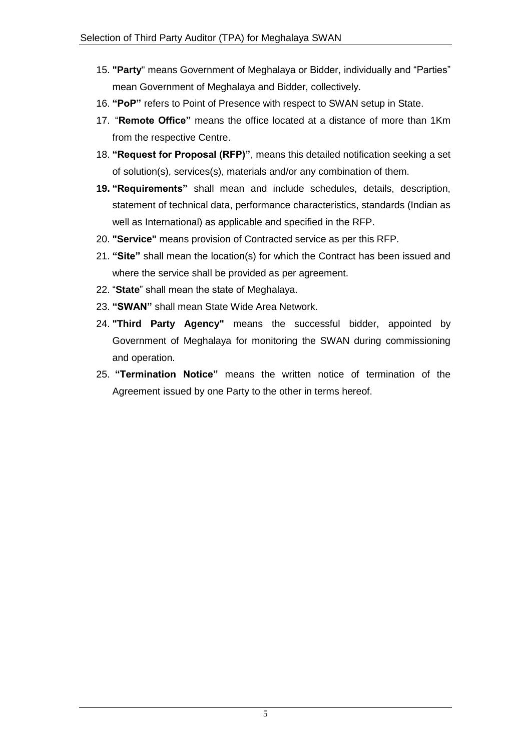15. **"Party**" means Government of Meghalaya or Bidder, individually and "Parties" mean Government of Meghalaya and Bidder, collectively.
16. **"PoP"** refers to Point of Presence with respect to SWAN setup in State.
17. "**Remote Office"** means the office located at a distance of more than 1Km from the respective Centre.
18. **"Request for Proposal (RFP)"**, means this detailed notification seeking a set of solution(s), services(s), materials and/or any combination of them.
19. **"Requirements"** shall mean and include schedules, details, description, statement of technical data, performance characteristics, standards (Indian as well as International) as applicable and specified in the RFP.
20. **"Service"** means provision of Contracted service as per this RFP.
21. **"Site"** shall mean the location(s) for which the Contract has been issued and where the service shall be provided as per agreement.
22. "**State**" shall mean the state of Meghalaya.
23. **"SWAN"** shall mean State Wide Area Network.
24. **"Third Party Agency"** means the successful bidder, appointed by Government of Meghalaya for monitoring the SWAN during commissioning and operation.
25. **"Termination Notice"** means the written notice of termination of the Agreement issued by one Party to the other in terms hereof.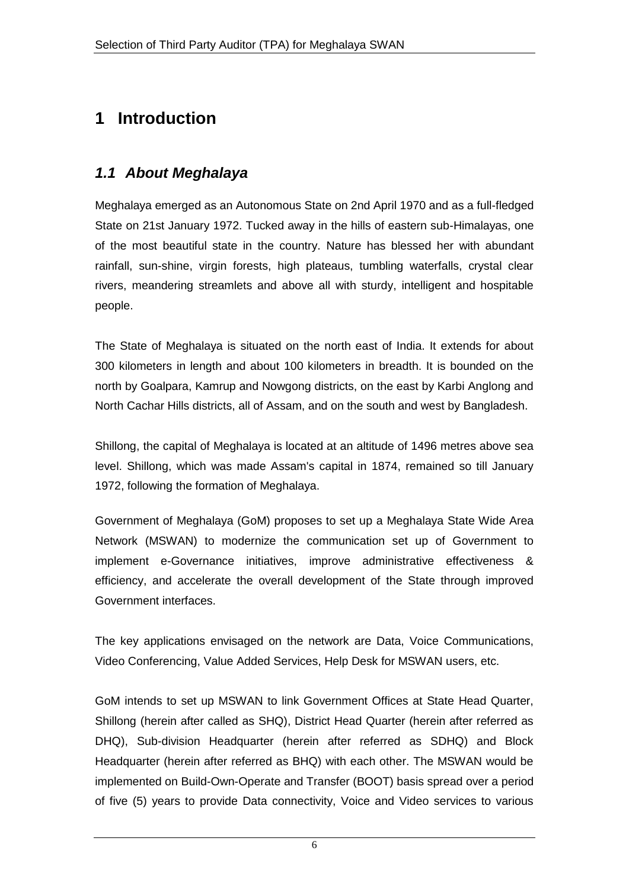# 1 Introduction

## *1.1 About Meghalaya*

Meghalaya emerged as an Autonomous State on 2nd April 1970 and as a full-fledged State on 21st January 1972. Tucked away in the hills of eastern sub-Himalayas, one of the most beautiful state in the country. Nature has blessed her with abundant rainfall, sun-shine, virgin forests, high plateaus, tumbling waterfalls, crystal clear rivers, meandering streamlets and above all with sturdy, intelligent and hospitable people.

The State of Meghalaya is situated on the north east of India. It extends for about 300 kilometers in length and about 100 kilometers in breadth. It is bounded on the north by Goalpara, Kamrup and Nowgong districts, on the east by Karbi Anglong and North Cachar Hills districts, all of Assam, and on the south and west by Bangladesh.

Shillong, the capital of Meghalaya is located at an altitude of 1496 metres above sea level. Shillong, which was made Assam's capital in 1874, remained so till January 1972, following the formation of Meghalaya.

Government of Meghalaya (GoM) proposes to set up a Meghalaya State Wide Area Network (MSWAN) to modernize the communication set up of Government to implement e-Governance initiatives, improve administrative effectiveness & efficiency, and accelerate the overall development of the State through improved Government interfaces.

The key applications envisaged on the network are Data, Voice Communications, Video Conferencing, Value Added Services, Help Desk for MSWAN users, etc.

GoM intends to set up MSWAN to link Government Offices at State Head Quarter, Shillong (herein after called as SHQ), District Head Quarter (herein after referred as DHQ), Sub-division Headquarter (herein after referred as SDHQ) and Block Headquarter (herein after referred as BHQ) with each other. The MSWAN would be implemented on Build-Own-Operate and Transfer (BOOT) basis spread over a period of five (5) years to provide Data connectivity, Voice and Video services to various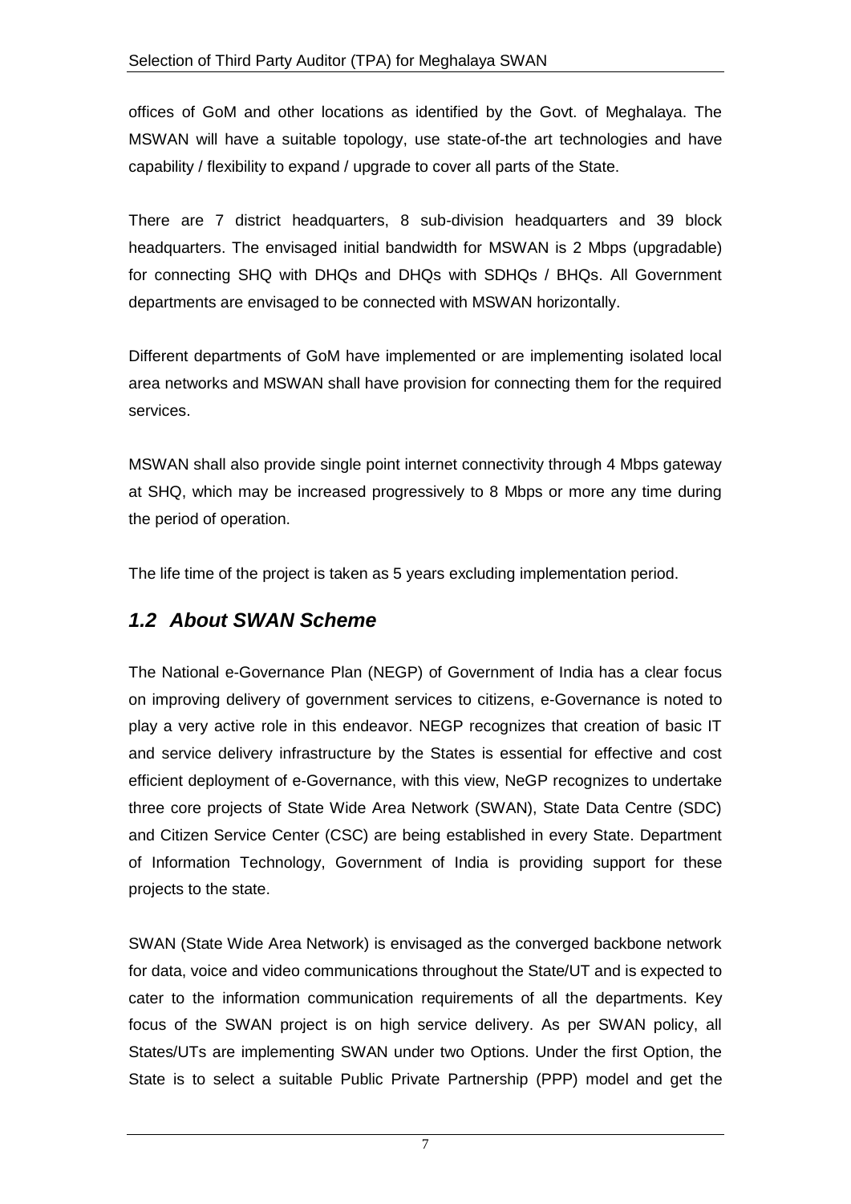offices of GoM and other locations as identified by the Govt. of Meghalaya. The MSWAN will have a suitable topology, use state-of-the art technologies and have capability / flexibility to expand / upgrade to cover all parts of the State.

There are 7 district headquarters, 8 sub-division headquarters and 39 block headquarters. The envisaged initial bandwidth for MSWAN is 2 Mbps (upgradable) for connecting SHQ with DHQs and DHQs with SDHQs / BHQs. All Government departments are envisaged to be connected with MSWAN horizontally.

Different departments of GoM have implemented or are implementing isolated local area networks and MSWAN shall have provision for connecting them for the required services.

MSWAN shall also provide single point internet connectivity through 4 Mbps gateway at SHQ, which may be increased progressively to 8 Mbps or more any time during the period of operation.

The life time of the project is taken as 5 years excluding implementation period.

## *1.2 About SWAN Scheme*

The National e-Governance Plan (NEGP) of Government of India has a clear focus on improving delivery of government services to citizens, e-Governance is noted to play a very active role in this endeavor. NEGP recognizes that creation of basic IT and service delivery infrastructure by the States is essential for effective and cost efficient deployment of e-Governance, with this view, NeGP recognizes to undertake three core projects of State Wide Area Network (SWAN), State Data Centre (SDC) and Citizen Service Center (CSC) are being established in every State. Department of Information Technology, Government of India is providing support for these projects to the state.

SWAN (State Wide Area Network) is envisaged as the converged backbone network for data, voice and video communications throughout the State/UT and is expected to cater to the information communication requirements of all the departments. Key focus of the SWAN project is on high service delivery. As per SWAN policy, all States/UTs are implementing SWAN under two Options. Under the first Option, the State is to select a suitable Public Private Partnership (PPP) model and get the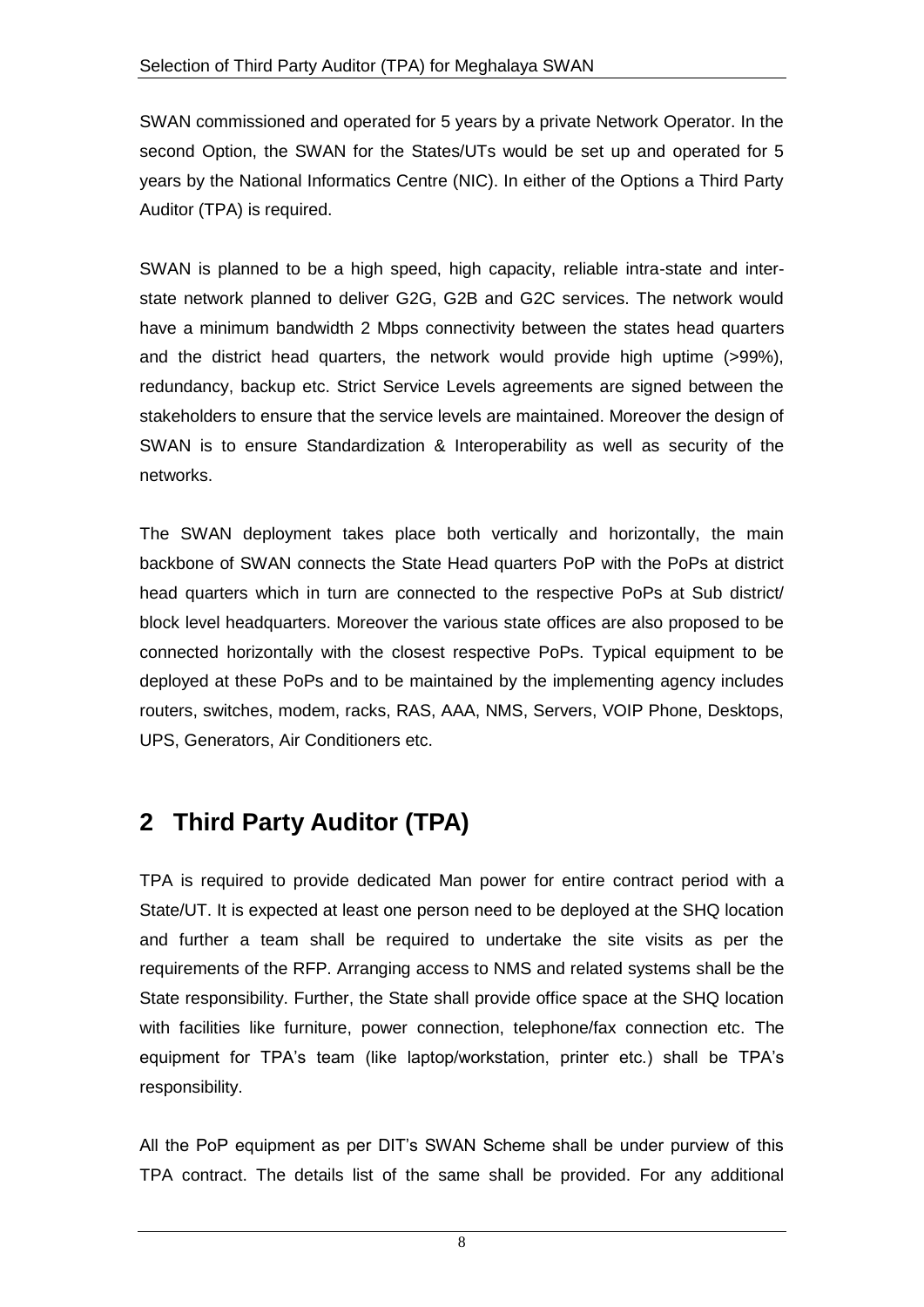SWAN commissioned and operated for 5 years by a private Network Operator. In the second Option, the SWAN for the States/UTs would be set up and operated for 5 years by the National Informatics Centre (NIC). In either of the Options a Third Party Auditor (TPA) is required.

SWAN is planned to be a high speed, high capacity, reliable intra-state and inter-state network planned to deliver G2G, G2B and G2C services. The network would have a minimum bandwidth 2 Mbps connectivity between the states head quarters and the district head quarters, the network would provide high uptime (>99%), redundancy, backup etc. Strict Service Levels agreements are signed between the stakeholders to ensure that the service levels are maintained. Moreover the design of SWAN is to ensure Standardization & Interoperability as well as security of the networks.

The SWAN deployment takes place both vertically and horizontally, the main backbone of SWAN connects the State Head quarters PoP with the PoPs at district head quarters which in turn are connected to the respective PoPs at Sub district/ block level headquarters. Moreover the various state offices are also proposed to be connected horizontally with the closest respective PoPs. Typical equipment to be deployed at these PoPs and to be maintained by the implementing agency includes routers, switches, modem, racks, RAS, AAA, NMS, Servers, VOIP Phone, Desktops, UPS, Generators, Air Conditioners etc.

# 2 Third Party Auditor (TPA)

TPA is required to provide dedicated Man power for entire contract period with a State/UT. It is expected at least one person need to be deployed at the SHQ location and further a team shall be required to undertake the site visits as per the requirements of the RFP. Arranging access to NMS and related systems shall be the State responsibility. Further, the State shall provide office space at the SHQ location with facilities like furniture, power connection, telephone/fax connection etc. The equipment for TPA's team (like laptop/workstation, printer etc.) shall be TPA's responsibility.

All the PoP equipment as per DIT's SWAN Scheme shall be under purview of this TPA contract. The details list of the same shall be provided. For any additional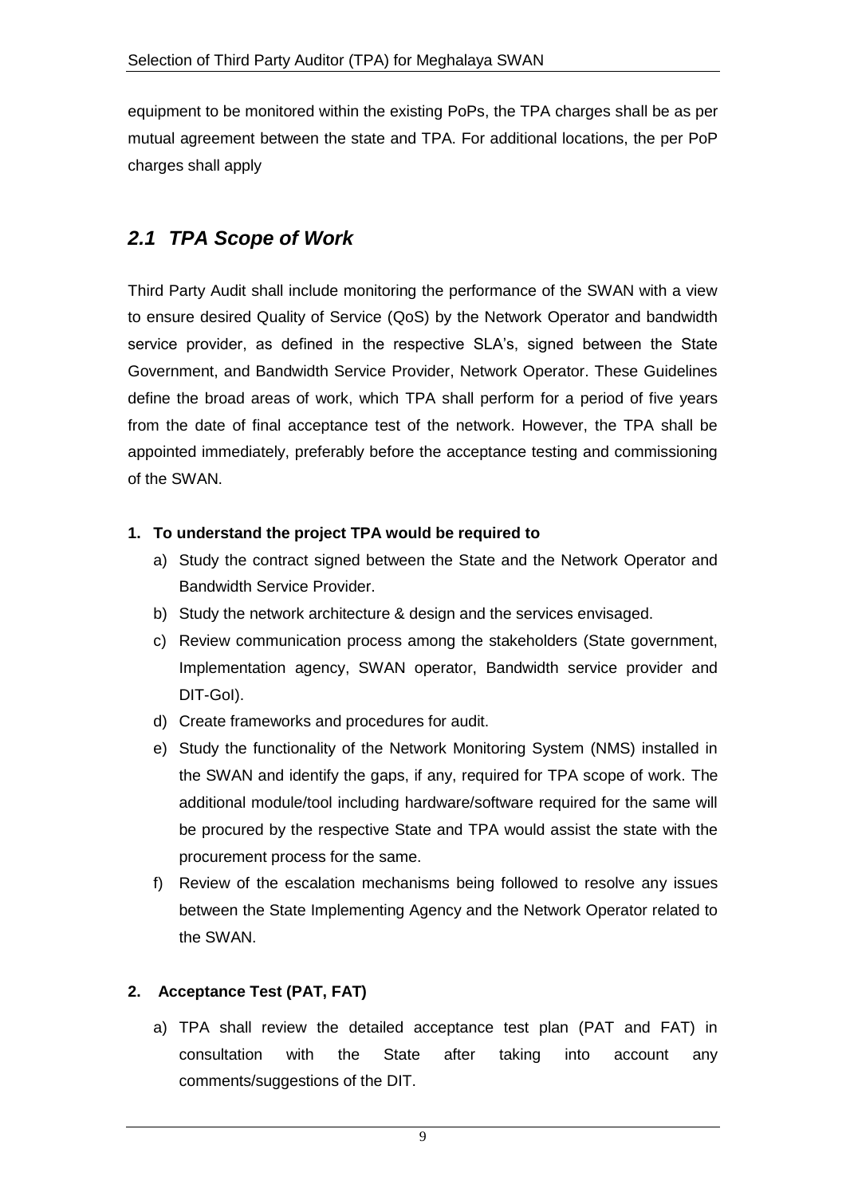equipment to be monitored within the existing PoPs, the TPA charges shall be as per mutual agreement between the state and TPA. For additional locations, the per PoP charges shall apply

## *2.1 TPA Scope of Work*

Third Party Audit shall include monitoring the performance of the SWAN with a view to ensure desired Quality of Service (QoS) by the Network Operator and bandwidth service provider, as defined in the respective SLA's, signed between the State Government, and Bandwidth Service Provider, Network Operator. These Guidelines define the broad areas of work, which TPA shall perform for a period of five years from the date of final acceptance test of the network. However, the TPA shall be appointed immediately, preferably before the acceptance testing and commissioning of the SWAN.

**1. To understand the project TPA would be required to**

a) Study the contract signed between the State and the Network Operator and Bandwidth Service Provider.

b) Study the network architecture & design and the services envisaged.

c) Review communication process among the stakeholders (State government, Implementation agency, SWAN operator, Bandwidth service provider and DIT-GoI).

d) Create frameworks and procedures for audit.

e) Study the functionality of the Network Monitoring System (NMS) installed in the SWAN and identify the gaps, if any, required for TPA scope of work. The additional module/tool including hardware/software required for the same will be procured by the respective State and TPA would assist the state with the procurement process for the same.

f) Review of the escalation mechanisms being followed to resolve any issues between the State Implementing Agency and the Network Operator related to the SWAN.

**2. Acceptance Test (PAT, FAT)**

a) TPA shall review the detailed acceptance test plan (PAT and FAT) in consultation with the State after taking into account any comments/suggestions of the DIT.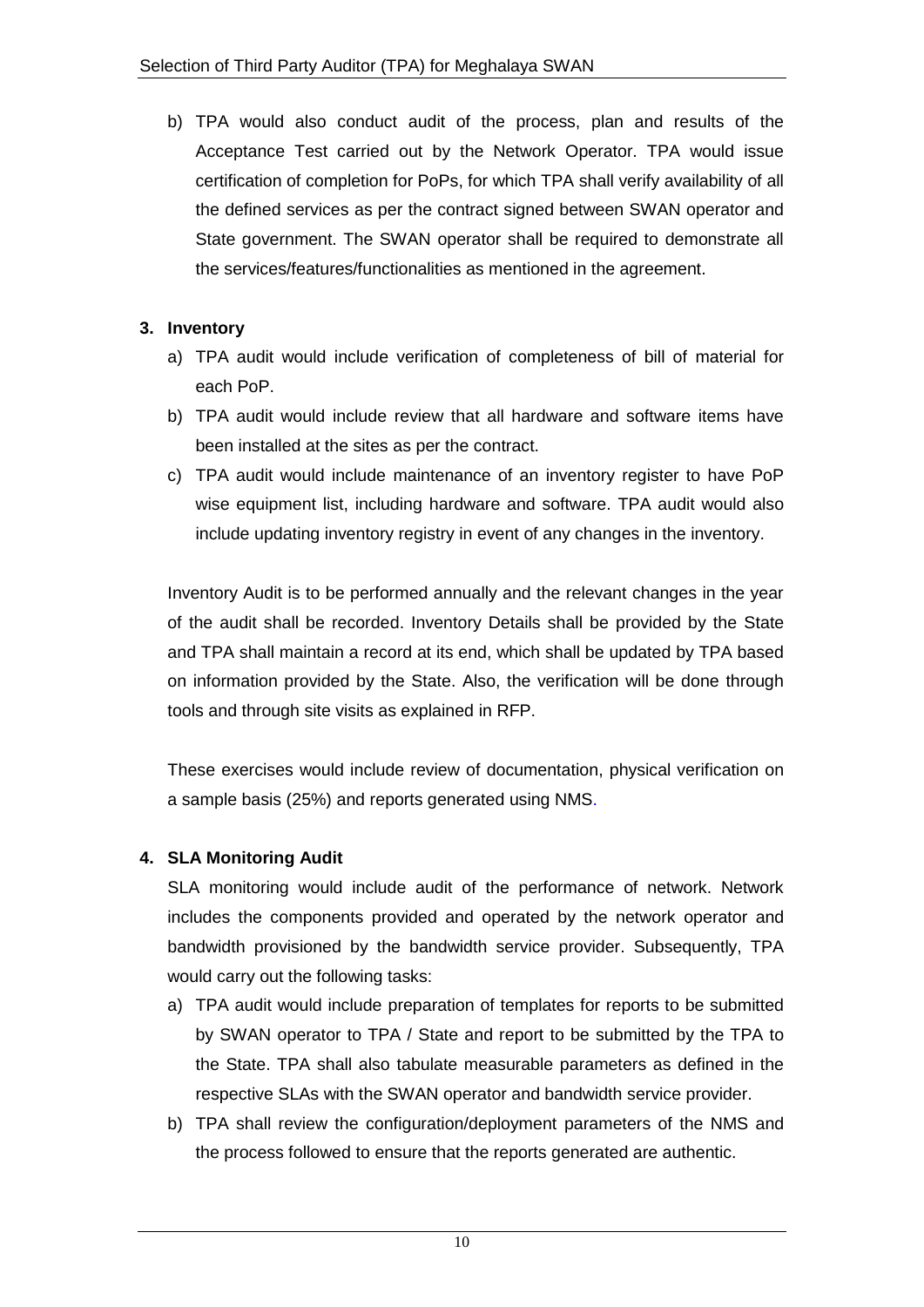b) TPA would also conduct audit of the process, plan and results of the Acceptance Test carried out by the Network Operator. TPA would issue certification of completion for PoPs, for which TPA shall verify availability of all the defined services as per the contract signed between SWAN operator and State government. The SWAN operator shall be required to demonstrate all the services/features/functionalities as mentioned in the agreement.

**3. Inventory**

a) TPA audit would include verification of completeness of bill of material for each PoP.
b) TPA audit would include review that all hardware and software items have been installed at the sites as per the contract.
c) TPA audit would include maintenance of an inventory register to have PoP wise equipment list, including hardware and software. TPA audit would also include updating inventory registry in event of any changes in the inventory.

Inventory Audit is to be performed annually and the relevant changes in the year of the audit shall be recorded. Inventory Details shall be provided by the State and TPA shall maintain a record at its end, which shall be updated by TPA based on information provided by the State. Also, the verification will be done through tools and through site visits as explained in RFP.

These exercises would include review of documentation, physical verification on a sample basis (25%) and reports generated using NMS.

**4. SLA Monitoring Audit**

SLA monitoring would include audit of the performance of network. Network includes the components provided and operated by the network operator and bandwidth provisioned by the bandwidth service provider. Subsequently, TPA would carry out the following tasks:

a) TPA audit would include preparation of templates for reports to be submitted by SWAN operator to TPA / State and report to be submitted by the TPA to the State. TPA shall also tabulate measurable parameters as defined in the respective SLAs with the SWAN operator and bandwidth service provider.
b) TPA shall review the configuration/deployment parameters of the NMS and the process followed to ensure that the reports generated are authentic.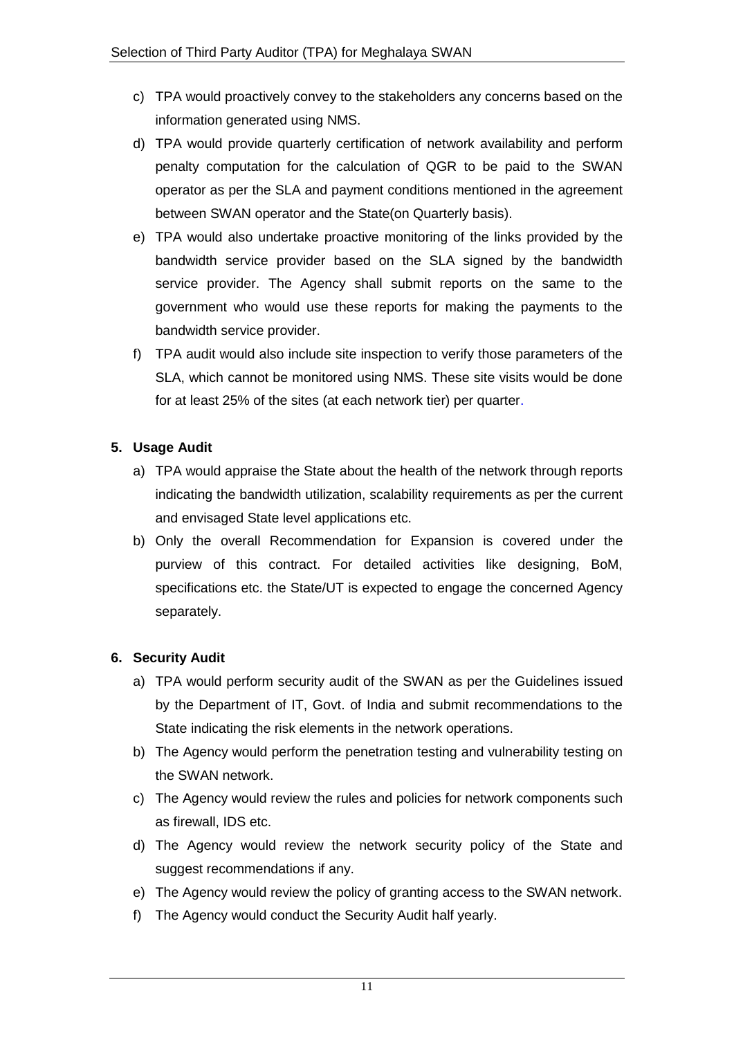c) TPA would proactively convey to the stakeholders any concerns based on the information generated using NMS.

d) TPA would provide quarterly certification of network availability and perform penalty computation for the calculation of QGR to be paid to the SWAN operator as per the SLA and payment conditions mentioned in the agreement between SWAN operator and the State(on Quarterly basis).

e) TPA would also undertake proactive monitoring of the links provided by the bandwidth service provider based on the SLA signed by the bandwidth service provider. The Agency shall submit reports on the same to the government who would use these reports for making the payments to the bandwidth service provider.

f) TPA audit would also include site inspection to verify those parameters of the SLA, which cannot be monitored using NMS. These site visits would be done for at least 25% of the sites (at each network tier) per quarter.

**5. Usage Audit**

a) TPA would appraise the State about the health of the network through reports indicating the bandwidth utilization, scalability requirements as per the current and envisaged State level applications etc.

b) Only the overall Recommendation for Expansion is covered under the purview of this contract. For detailed activities like designing, BoM, specifications etc. the State/UT is expected to engage the concerned Agency separately.

**6. Security Audit**

a) TPA would perform security audit of the SWAN as per the Guidelines issued by the Department of IT, Govt. of India and submit recommendations to the State indicating the risk elements in the network operations.

b) The Agency would perform the penetration testing and vulnerability testing on the SWAN network.

c) The Agency would review the rules and policies for network components such as firewall, IDS etc.

d) The Agency would review the network security policy of the State and suggest recommendations if any.

e) The Agency would review the policy of granting access to the SWAN network.

f) The Agency would conduct the Security Audit half yearly.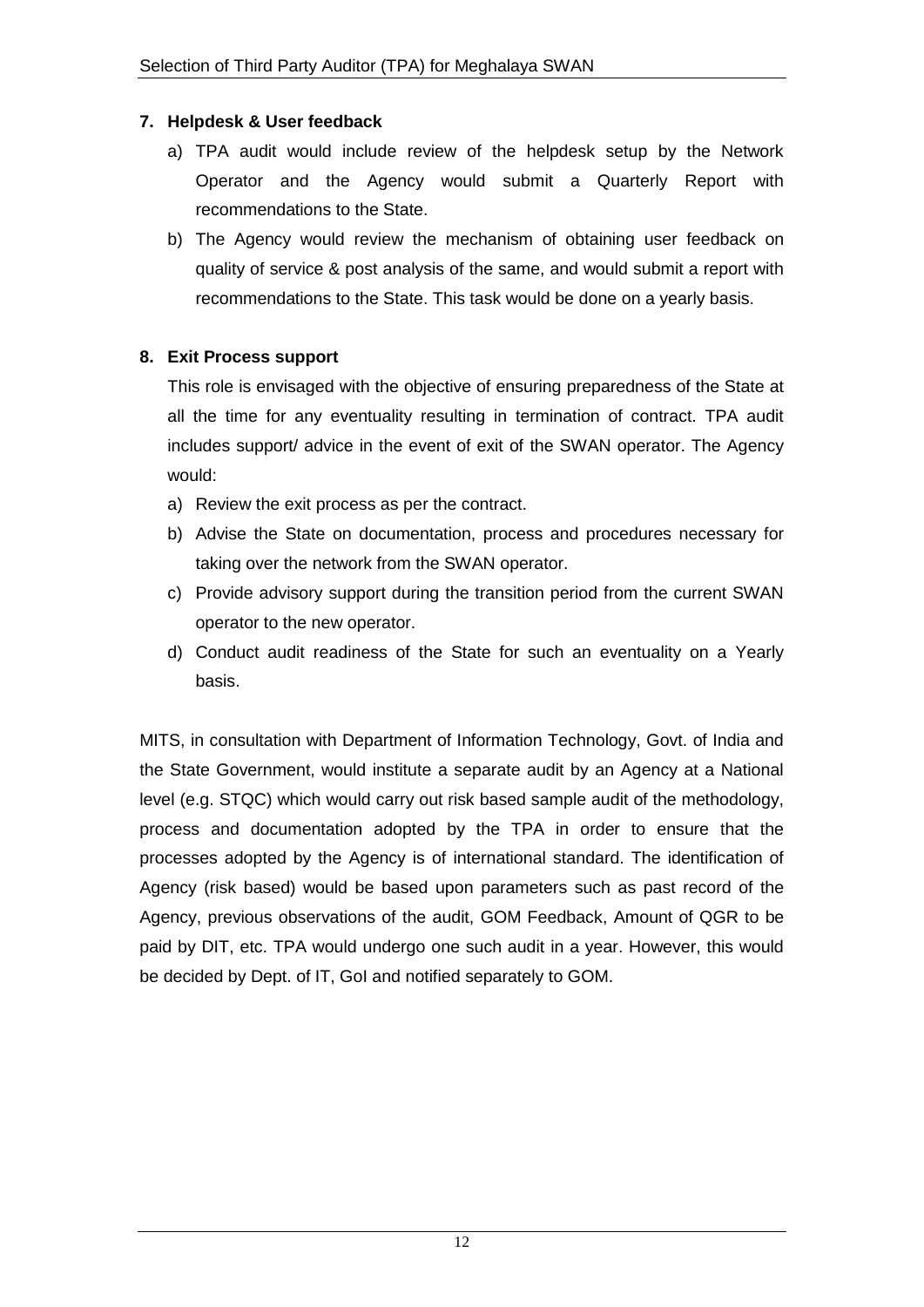**7. Helpdesk & User feedback**

a) TPA audit would include review of the helpdesk setup by the Network Operator and the Agency would submit a Quarterly Report with recommendations to the State.

b) The Agency would review the mechanism of obtaining user feedback on quality of service & post analysis of the same, and would submit a report with recommendations to the State. This task would be done on a yearly basis.

**8. Exit Process support**

This role is envisaged with the objective of ensuring preparedness of the State at all the time for any eventuality resulting in termination of contract. TPA audit includes support/ advice in the event of exit of the SWAN operator. The Agency would:

a) Review the exit process as per the contract.

b) Advise the State on documentation, process and procedures necessary for taking over the network from the SWAN operator.

c) Provide advisory support during the transition period from the current SWAN operator to the new operator.

d) Conduct audit readiness of the State for such an eventuality on a Yearly basis.

MITS, in consultation with Department of Information Technology, Govt. of India and the State Government, would institute a separate audit by an Agency at a National level (e.g. STQC) which would carry out risk based sample audit of the methodology, process and documentation adopted by the TPA in order to ensure that the processes adopted by the Agency is of international standard. The identification of Agency (risk based) would be based upon parameters such as past record of the Agency, previous observations of the audit, GOM Feedback, Amount of QGR to be paid by DIT, etc. TPA would undergo one such audit in a year. However, this would be decided by Dept. of IT, GoI and notified separately to GOM.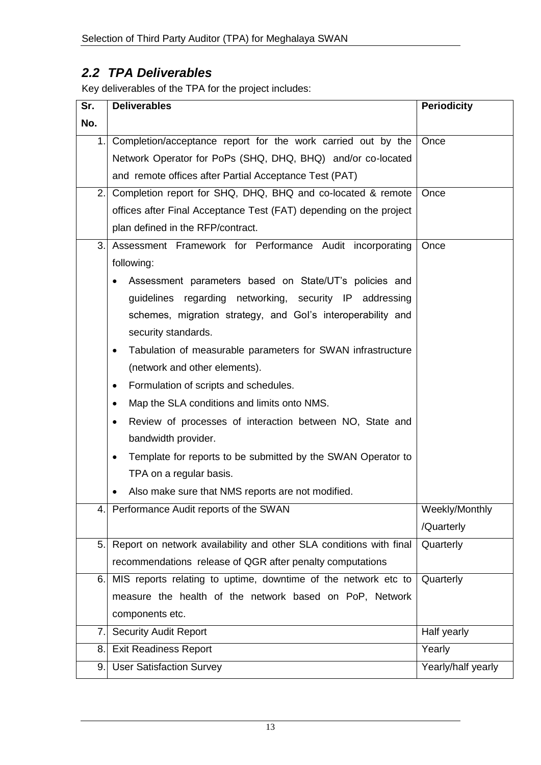## *2.2 TPA Deliverables*

Key deliverables of the TPA for the project includes:

| Sr. No. | Deliverables | Periodicity |
|---|---|---|
| 1. | Completion/acceptance report for the work carried out by the Network Operator for PoPs (SHQ, DHQ, BHQ) and/or co-located and remote offices after Partial Acceptance Test (PAT) | Once |
| 2. | Completion report for SHQ, DHQ, BHQ and co-located & remote offices after Final Acceptance Test (FAT) depending on the project plan defined in the RFP/contract. | Once |
| 3. | Assessment Framework for Performance Audit incorporating following:<br>• Assessment parameters based on State/UT's policies and guidelines regarding networking, security IP addressing schemes, migration strategy, and GoI's interoperability and security standards.<br>• Tabulation of measurable parameters for SWAN infrastructure (network and other elements).<br>• Formulation of scripts and schedules.<br>• Map the SLA conditions and limits onto NMS.<br>• Review of processes of interaction between NO, State and bandwidth provider.<br>• Template for reports to be submitted by the SWAN Operator to TPA on a regular basis.<br>• Also make sure that NMS reports are not modified. | Once |
| 4. | Performance Audit reports of the SWAN | Weekly/Monthly /Quarterly |
| 5. | Report on network availability and other SLA conditions with final recommendations release of QGR after penalty computations | Quarterly |
| 6. | MIS reports relating to uptime, downtime of the network etc to measure the health of the network based on PoP, Network components etc. | Quarterly |
| 7. | Security Audit Report | Half yearly |
| 8. | Exit Readiness Report | Yearly |
| 9. | User Satisfaction Survey | Yearly/half yearly |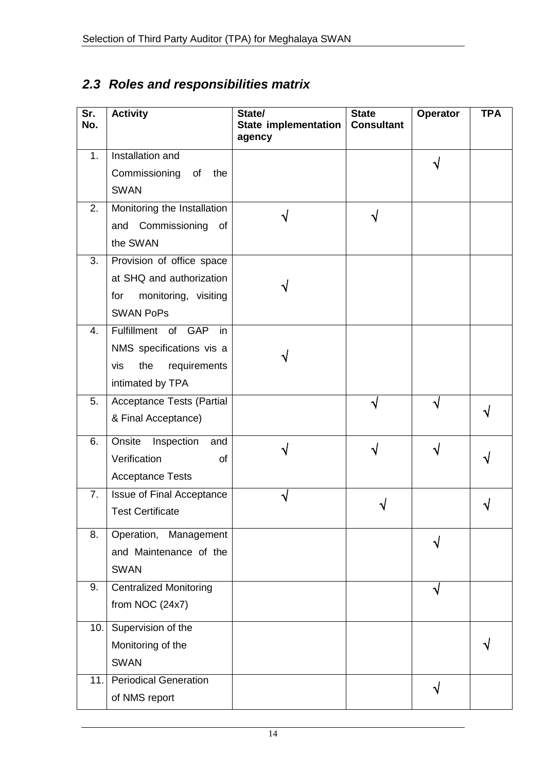## *2.3 Roles and responsibilities matrix*

| Sr. No. | Activity | State/ State implementation agency | State Consultant | Operator | TPA |
|---|---|---|---|---|---|
| 1. | Installation and Commissioning of the SWAN | | | √ | |
| 2. | Monitoring the Installation and Commissioning of the SWAN | √ | √ | | |
| 3. | Provision of office space at SHQ and authorization for monitoring, visiting SWAN PoPs | √ | | | |
| 4. | Fulfillment of GAP in NMS specifications vis a vis the requirements intimated by TPA | √ | | | |
| 5. | Acceptance Tests (Partial & Final Acceptance) | | √ | √ | √ |
| 6. | Onsite Inspection and Verification of Acceptance Tests | √ | √ | √ | √ |
| 7. | Issue of Final Acceptance Test Certificate | √ | √ | | √ |
| 8. | Operation, Management and Maintenance of the SWAN | | | √ | |
| 9. | Centralized Monitoring from NOC (24x7) | | | √ | |
| 10. | Supervision of the Monitoring of the SWAN | | | | √ |
| 11. | Periodical Generation of NMS report | | | √ | |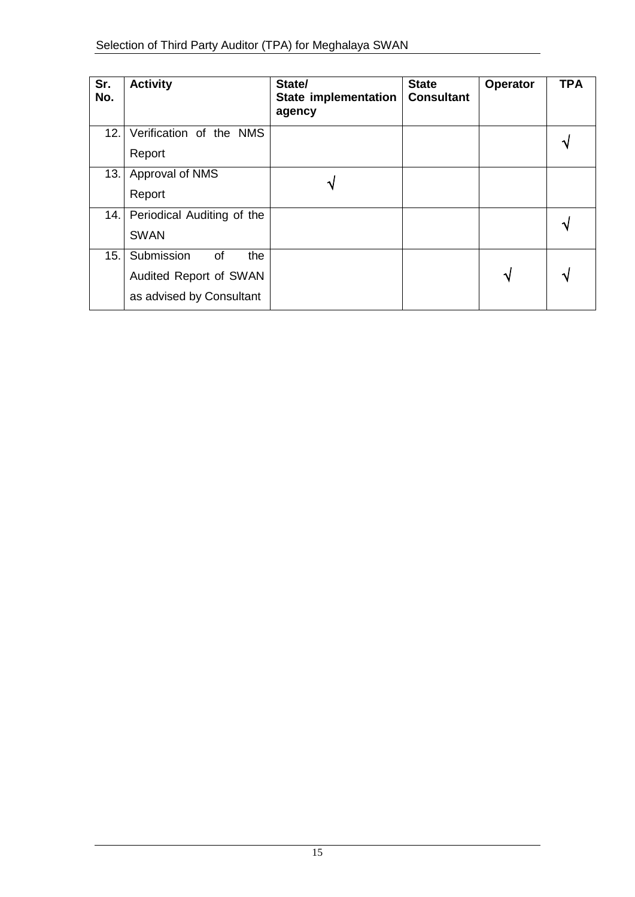| Sr. No. | Activity | State/ State implementation agency | State Consultant | Operator | TPA |
|---|---|---|---|---|---|
| 12. | Verification of the NMS Report | | | | √ |
| 13. | Approval of NMS Report | √ | | | |
| 14. | Periodical Auditing of the SWAN | | | | √ |
| 15. | Submission of the Audited Report of SWAN as advised by Consultant | | | √ | √ |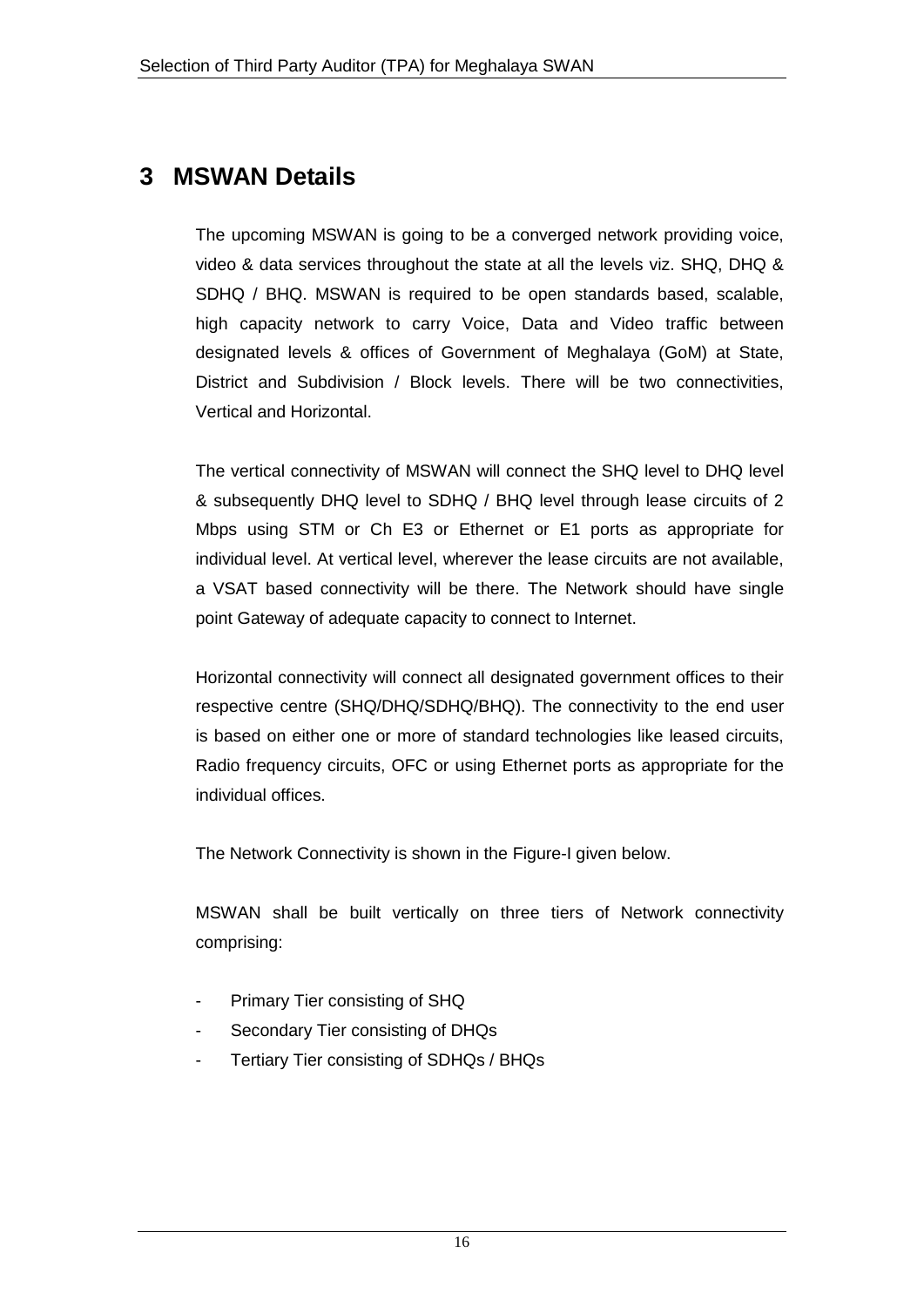# 3 MSWAN Details

The upcoming MSWAN is going to be a converged network providing voice, video & data services throughout the state at all the levels viz. SHQ, DHQ & SDHQ / BHQ. MSWAN is required to be open standards based, scalable, high capacity network to carry Voice, Data and Video traffic between designated levels & offices of Government of Meghalaya (GoM) at State, District and Subdivision / Block levels. There will be two connectivities, Vertical and Horizontal.

The vertical connectivity of MSWAN will connect the SHQ level to DHQ level & subsequently DHQ level to SDHQ / BHQ level through lease circuits of 2 Mbps using STM or Ch E3 or Ethernet or E1 ports as appropriate for individual level. At vertical level, wherever the lease circuits are not available, a VSAT based connectivity will be there. The Network should have single point Gateway of adequate capacity to connect to Internet.

Horizontal connectivity will connect all designated government offices to their respective centre (SHQ/DHQ/SDHQ/BHQ). The connectivity to the end user is based on either one or more of standard technologies like leased circuits, Radio frequency circuits, OFC or using Ethernet ports as appropriate for the individual offices.

The Network Connectivity is shown in the Figure-I given below.

MSWAN shall be built vertically on three tiers of Network connectivity comprising:

- Primary Tier consisting of SHQ
- Secondary Tier consisting of DHQs
- Tertiary Tier consisting of SDHQs / BHQs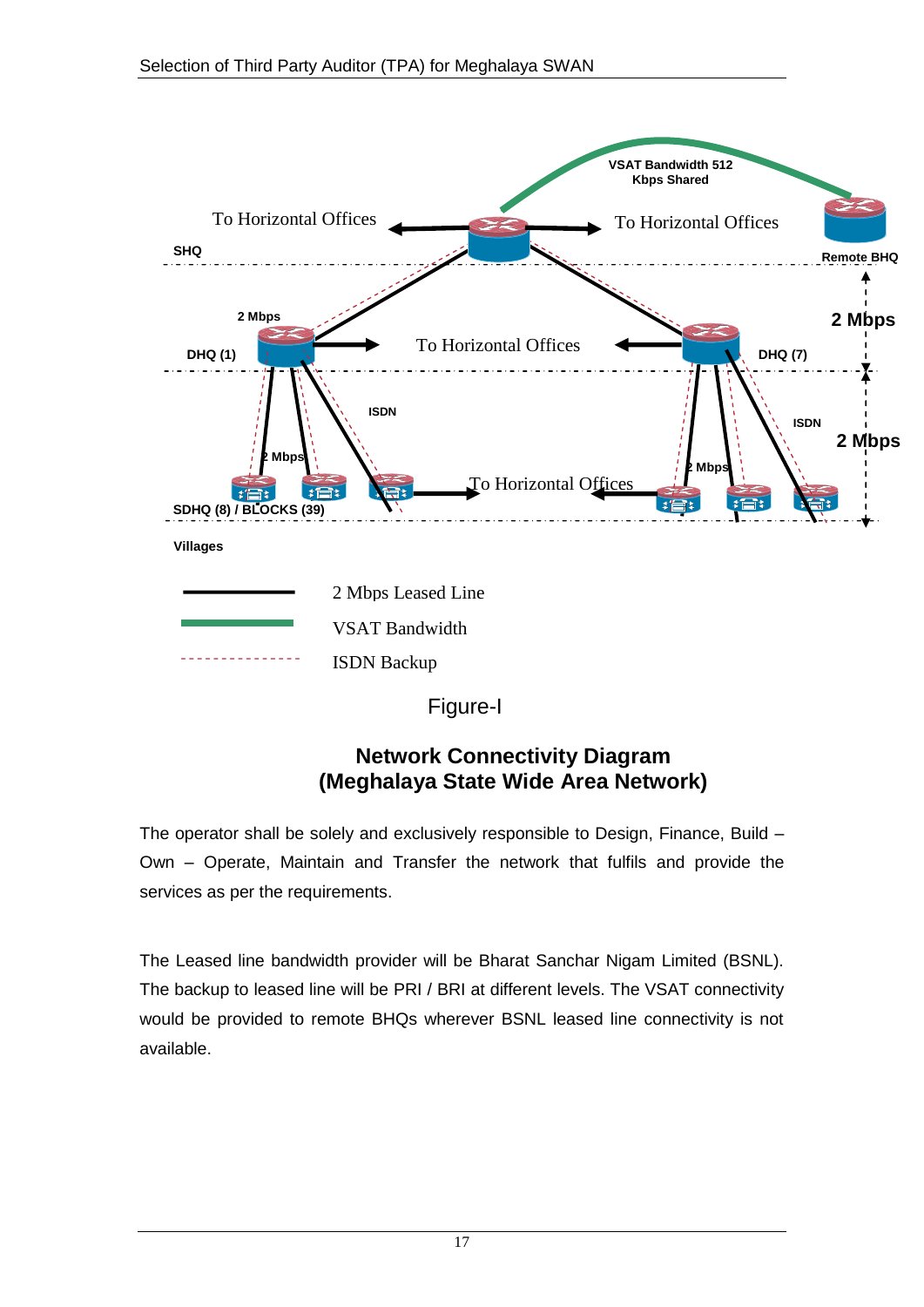Figure-I

**Network Connectivity Diagram**
**(Meghalaya State Wide Area Network)**

The operator shall be solely and exclusively responsible to Design, Finance, Build – Own – Operate, Maintain and Transfer the network that fulfils and provide the services as per the requirements.

The Leased line bandwidth provider will be Bharat Sanchar Nigam Limited (BSNL). The backup to leased line will be PRI / BRI at different levels. The VSAT connectivity would be provided to remote BHQs wherever BSNL leased line connectivity is not available.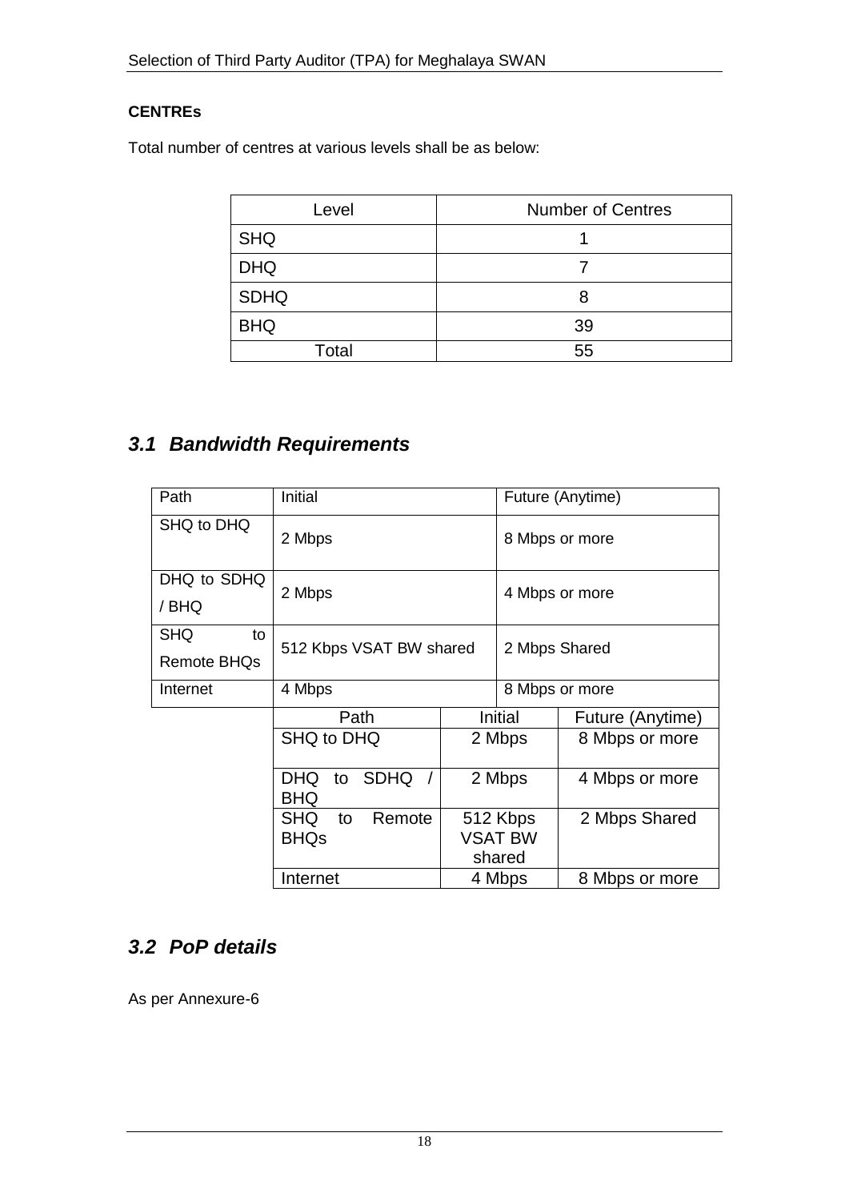**CENTREs**

Total number of centres at various levels shall be as below:

| Level | Number of Centres |
|---|---|
| SHQ | 1 |
| DHQ | 7 |
| SDHQ | 8 |
| BHQ | 39 |
| Total | 55 |

## 3.1 *Bandwidth Requirements*

| Path | Initial | Future (Anytime) |
|---|---|---|
| SHQ to DHQ | 2 Mbps | 8 Mbps or more |
| DHQ to SDHQ / BHQ | 2 Mbps | 4 Mbps or more |
| SHQ to Remote BHQs | 512 Kbps VSAT BW shared | 2 Mbps Shared |
| Internet | 4 Mbps | 8 Mbps or more |

| Path | Initial | Future (Anytime) |
|---|---|---|
| SHQ to DHQ | 2 Mbps | 8 Mbps or more |
| DHQ to SDHQ / BHQ | 2 Mbps | 4 Mbps or more |
| SHQ to Remote BHQs | 512 Kbps VSAT BW shared | 2 Mbps Shared |
| Internet | 4 Mbps | 8 Mbps or more |

## 3.2 *PoP details*

As per Annexure-6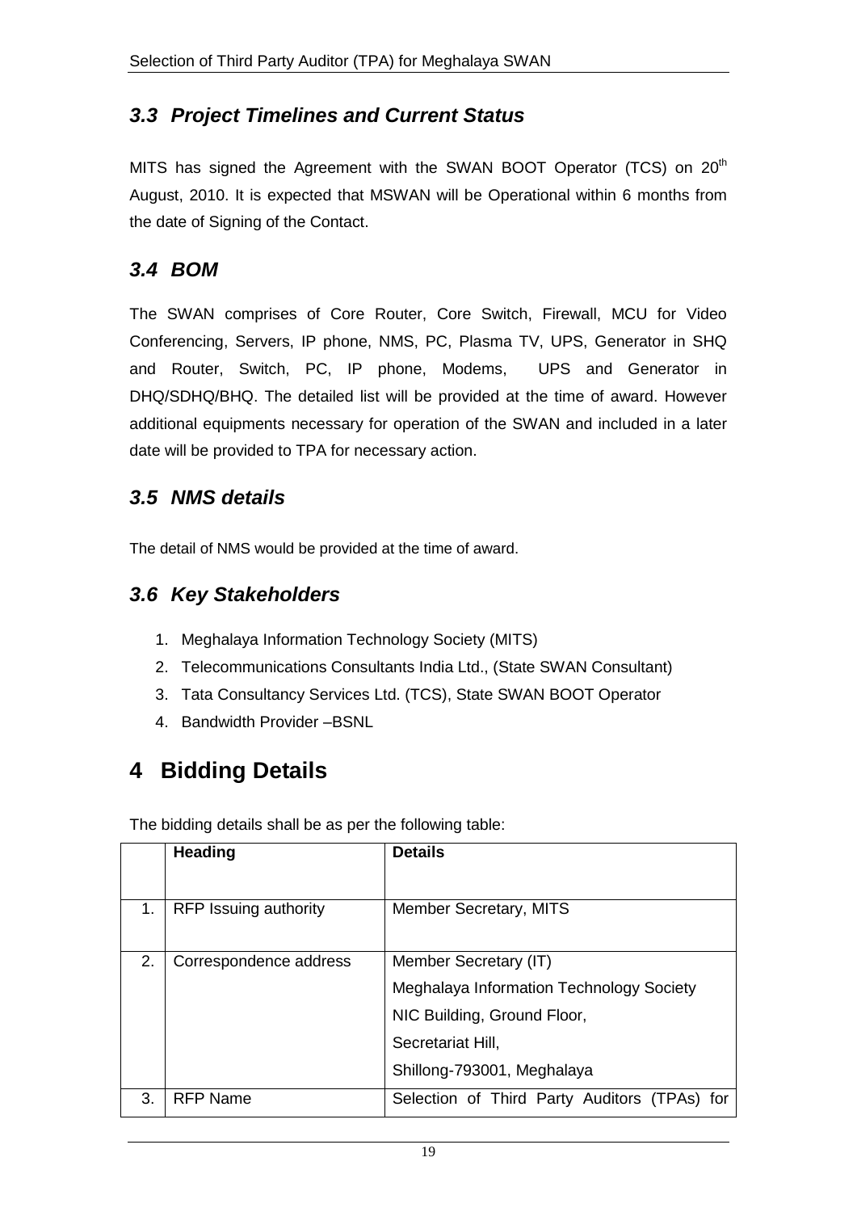### *3.3 Project Timelines and Current Status*

MITS has signed the Agreement with the SWAN BOOT Operator (TCS) on 20th August, 2010. It is expected that MSWAN will be Operational within 6 months from the date of Signing of the Contact.

### *3.4 BOM*

The SWAN comprises of Core Router, Core Switch, Firewall, MCU for Video Conferencing, Servers, IP phone, NMS, PC, Plasma TV, UPS, Generator in SHQ and Router, Switch, PC, IP phone, Modems, UPS and Generator in DHQ/SDHQ/BHQ. The detailed list will be provided at the time of award. However additional equipments necessary for operation of the SWAN and included in a later date will be provided to TPA for necessary action.

### *3.5 NMS details*

The detail of NMS would be provided at the time of award.

### *3.6 Key Stakeholders*

1. Meghalaya Information Technology Society (MITS)
2. Telecommunications Consultants India Ltd., (State SWAN Consultant)
3. Tata Consultancy Services Ltd. (TCS), State SWAN BOOT Operator
4. Bandwidth Provider –BSNL

# 4 Bidding Details

The bidding details shall be as per the following table:

| | Heading | Details |
|---|---|---|
| 1. | RFP Issuing authority | Member Secretary, MITS |
| 2. | Correspondence address | Member Secretary (IT)<br>Meghalaya Information Technology Society<br>NIC Building, Ground Floor,<br>Secretariat Hill,<br>Shillong-793001, Meghalaya |
| 3. | RFP Name | Selection of Third Party Auditors (TPAs) for |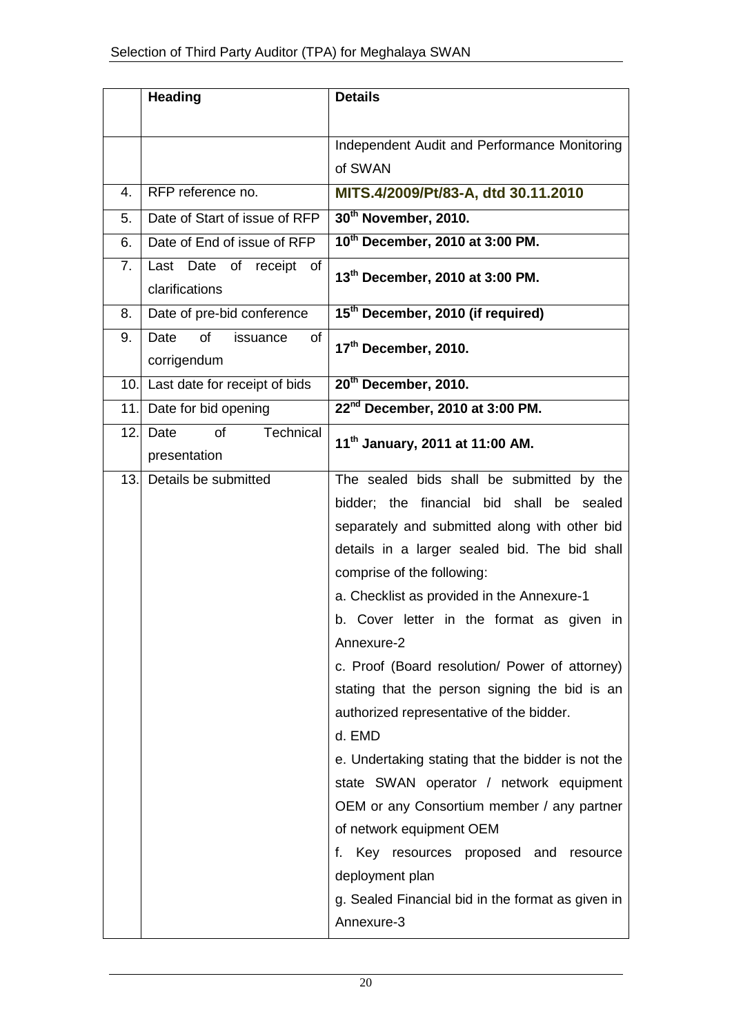|  | Heading | Details |
|---|---|---|
|  |  | Independent Audit and Performance Monitoring of SWAN |
| 4. | RFP reference no. | **MITS.4/2009/Pt/83-A, dtd 30.11.2010** |
| 5. | Date of Start of issue of RFP | **30th November, 2010.** |
| 6. | Date of End of issue of RFP | **10th December, 2010 at 3:00 PM.** |
| 7. | Last Date of receipt of clarifications | **13th December, 2010 at 3:00 PM.** |
| 8. | Date of pre-bid conference | **15th December, 2010 (if required)** |
| 9. | Date of issuance of corrigendum | **17th December, 2010.** |
| 10. | Last date for receipt of bids | **20th December, 2010.** |
| 11. | Date for bid opening | **22nd December, 2010 at 3:00 PM.** |
| 12. | Date of Technical presentation | **11th January, 2011 at 11:00 AM.** |
| 13. | Details be submitted | The sealed bids shall be submitted by the bidder; the financial bid shall be sealed separately and submitted along with other bid details in a larger sealed bid. The bid shall comprise of the following:<br>a. Checklist as provided in the Annexure-1<br>b. Cover letter in the format as given in Annexure-2<br>c. Proof (Board resolution/ Power of attorney) stating that the person signing the bid is an authorized representative of the bidder.<br>d. EMD<br>e. Undertaking stating that the bidder is not the state SWAN operator / network equipment OEM or any Consortium member / any partner of network equipment OEM<br>f. Key resources proposed and resource deployment plan<br>g. Sealed Financial bid in the format as given in Annexure-3 |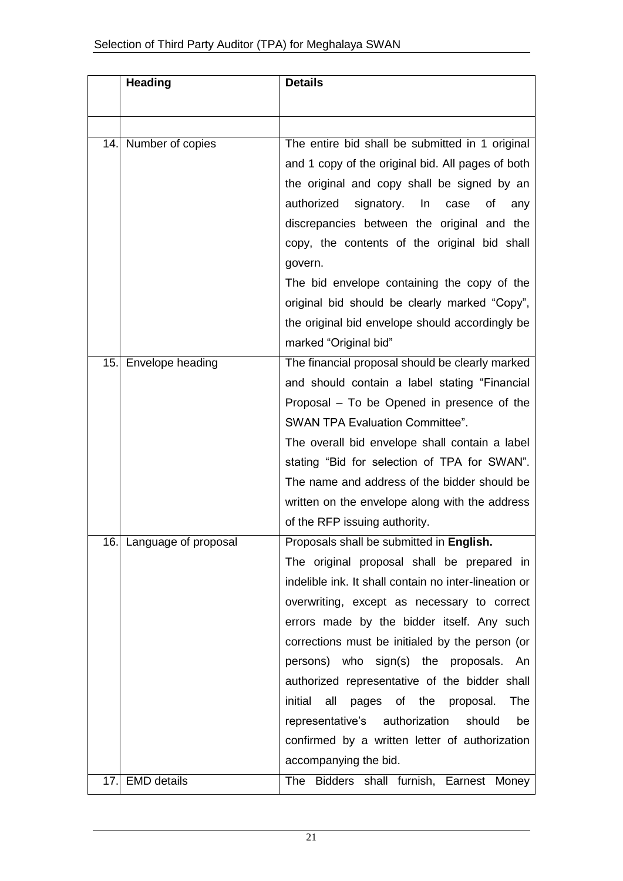|  | Heading | Details |
|---|---|---|
|  |  |  |
| 14. | Number of copies | The entire bid shall be submitted in 1 original and 1 copy of the original bid. All pages of both the original and copy shall be signed by an authorized signatory. In case of any discrepancies between the original and the copy, the contents of the original bid shall govern.<br>The bid envelope containing the copy of the original bid should be clearly marked "Copy", the original bid envelope should accordingly be marked "Original bid" |
| 15. | Envelope heading | The financial proposal should be clearly marked and should contain a label stating "Financial Proposal – To be Opened in presence of the SWAN TPA Evaluation Committee".<br>The overall bid envelope shall contain a label stating "Bid for selection of TPA for SWAN". The name and address of the bidder should be written on the envelope along with the address of the RFP issuing authority. |
| 16. | Language of proposal | Proposals shall be submitted in **English.**<br>The original proposal shall be prepared in indelible ink. It shall contain no inter-lineation or overwriting, except as necessary to correct errors made by the bidder itself. Any such corrections must be initialed by the person (or persons) who sign(s) the proposals. An authorized representative of the bidder shall initial all pages of the proposal. The representative's authorization should be confirmed by a written letter of authorization accompanying the bid. |
| 17. | EMD details | The Bidders shall furnish, Earnest Money |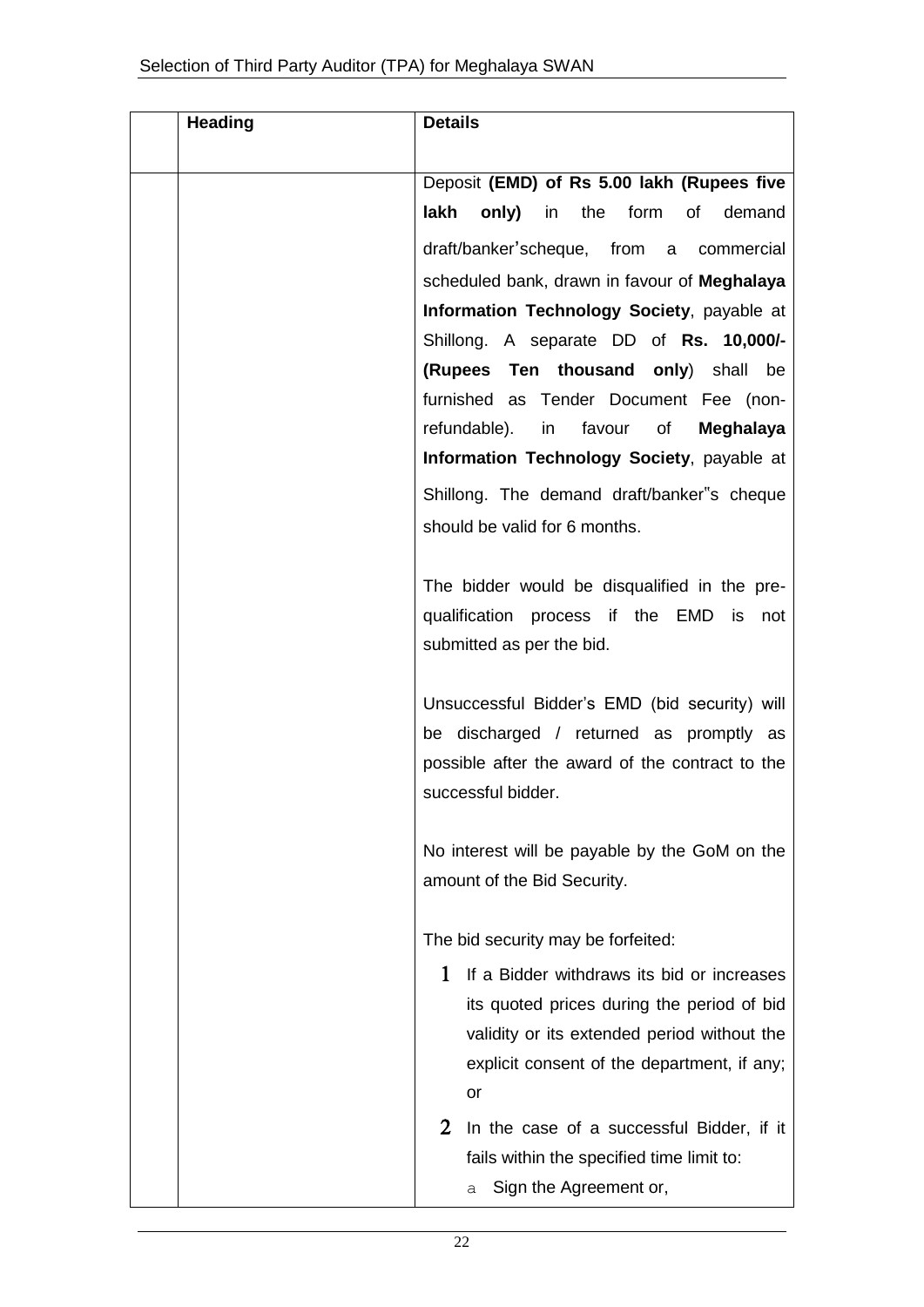|  | Heading | Details |
|---|---|---|
|  |  | Deposit **(EMD) of Rs 5.00 lakh (Rupees five lakh only)** in the form of demand draft/banker'scheque, from a commercial scheduled bank, drawn in favour of **Meghalaya Information Technology Society**, payable at Shillong. A separate DD of **Rs. 10,000/- (Rupees Ten thousand only**) shall be furnished as Tender Document Fee (non-refundable). in favour of **Meghalaya Information Technology Society**, payable at Shillong. The demand draft/banker"s cheque should be valid for 6 months.<br><br>The bidder would be disqualified in the pre-qualification process if the EMD is not submitted as per the bid.<br><br>Unsuccessful Bidder's EMD (bid security) will be discharged / returned as promptly as possible after the award of the contract to the successful bidder.<br><br>No interest will be payable by the GoM on the amount of the Bid Security.<br><br>The bid security may be forfeited:<br>1 If a Bidder withdraws its bid or increases its quoted prices during the period of bid validity or its extended period without the explicit consent of the department, if any; or<br>2 In the case of a successful Bidder, if it fails within the specified time limit to:<br>a Sign the Agreement or, |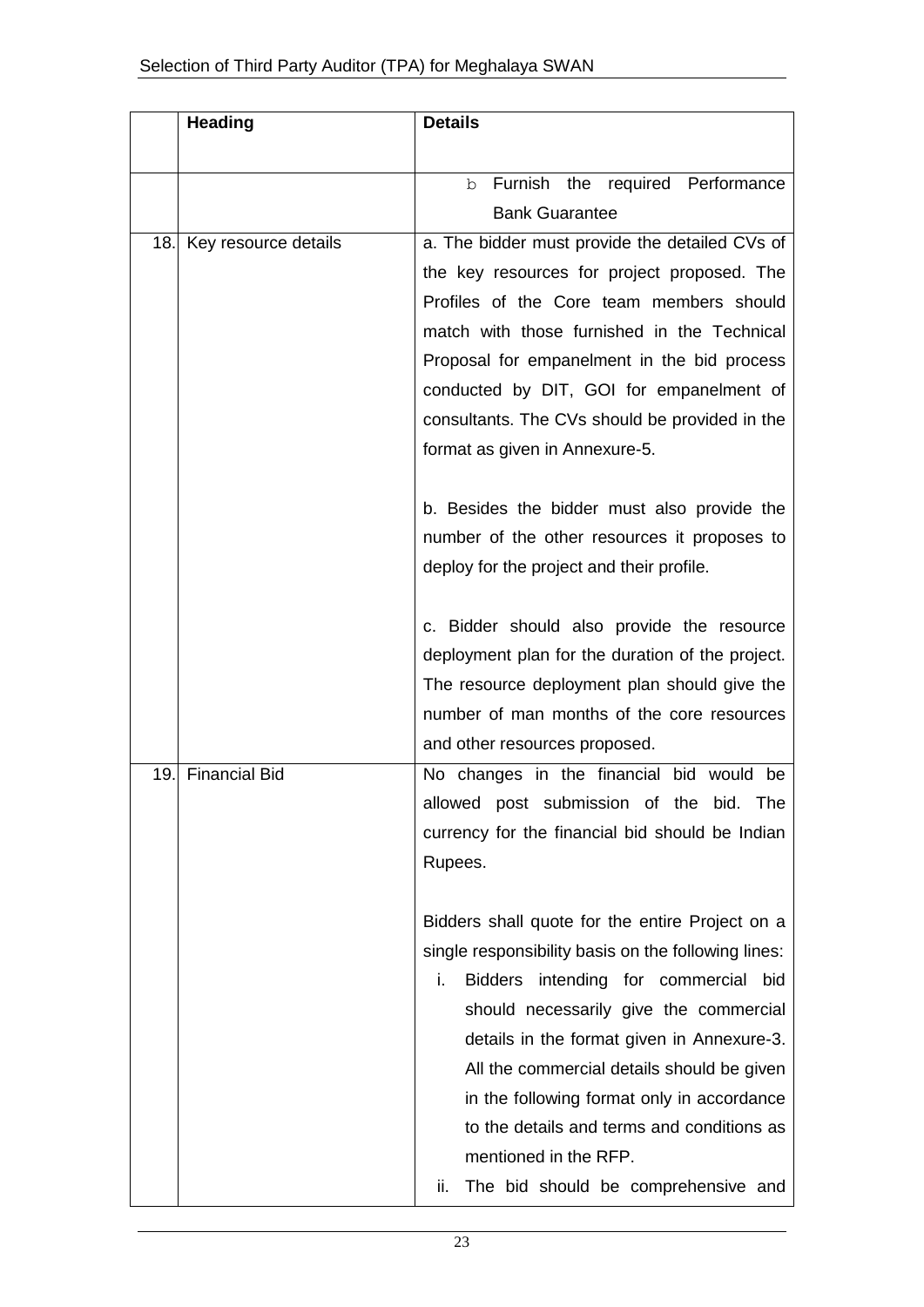| | Heading | Details |
|---|---|---|
| | | b Furnish the required Performance Bank Guarantee |
| 18. | Key resource details | a. The bidder must provide the detailed CVs of the key resources for project proposed. The Profiles of the Core team members should match with those furnished in the Technical Proposal for empanelment in the bid process conducted by DIT, GOI for empanelment of consultants. The CVs should be provided in the format as given in Annexure-5.<br><br>b. Besides the bidder must also provide the number of the other resources it proposes to deploy for the project and their profile.<br><br>c. Bidder should also provide the resource deployment plan for the duration of the project. The resource deployment plan should give the number of man months of the core resources and other resources proposed. |
| 19. | Financial Bid | No changes in the financial bid would be allowed post submission of the bid. The currency for the financial bid should be Indian Rupees.<br><br>Bidders shall quote for the entire Project on a single responsibility basis on the following lines:<br>i. Bidders intending for commercial bid should necessarily give the commercial details in the format given in Annexure-3. All the commercial details should be given in the following format only in accordance to the details and terms and conditions as mentioned in the RFP.<br>ii. The bid should be comprehensive and |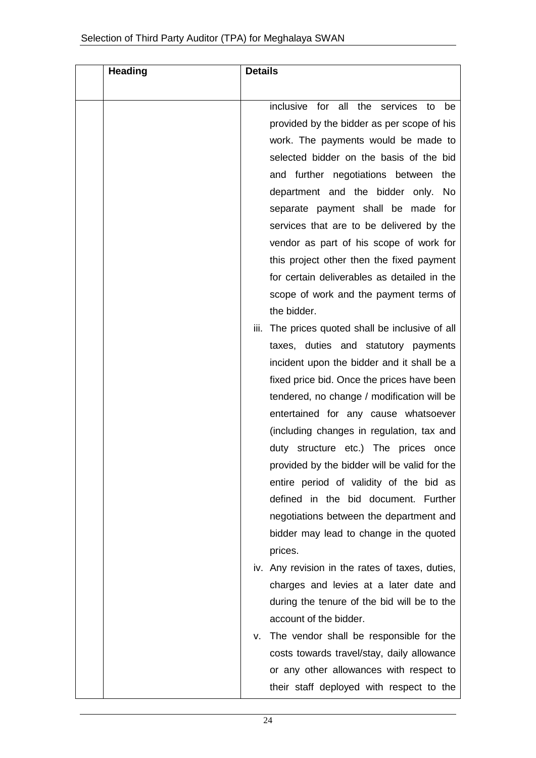|  | Heading | Details |
|---|---|---|
|  |  | inclusive for all the services to be provided by the bidder as per scope of his work. The payments would be made to selected bidder on the basis of the bid and further negotiations between the department and the bidder only. No separate payment shall be made for services that are to be delivered by the vendor as part of his scope of work for this project other then the fixed payment for certain deliverables as detailed in the scope of work and the payment terms of the bidder.<br>iii. The prices quoted shall be inclusive of all taxes, duties and statutory payments incident upon the bidder and it shall be a fixed price bid. Once the prices have been tendered, no change / modification will be entertained for any cause whatsoever (including changes in regulation, tax and duty structure etc.) The prices once provided by the bidder will be valid for the entire period of validity of the bid as defined in the bid document. Further negotiations between the department and bidder may lead to change in the quoted prices.<br>iv. Any revision in the rates of taxes, duties, charges and levies at a later date and during the tenure of the bid will be to the account of the bidder.<br>v. The vendor shall be responsible for the costs towards travel/stay, daily allowance or any other allowances with respect to their staff deployed with respect to the |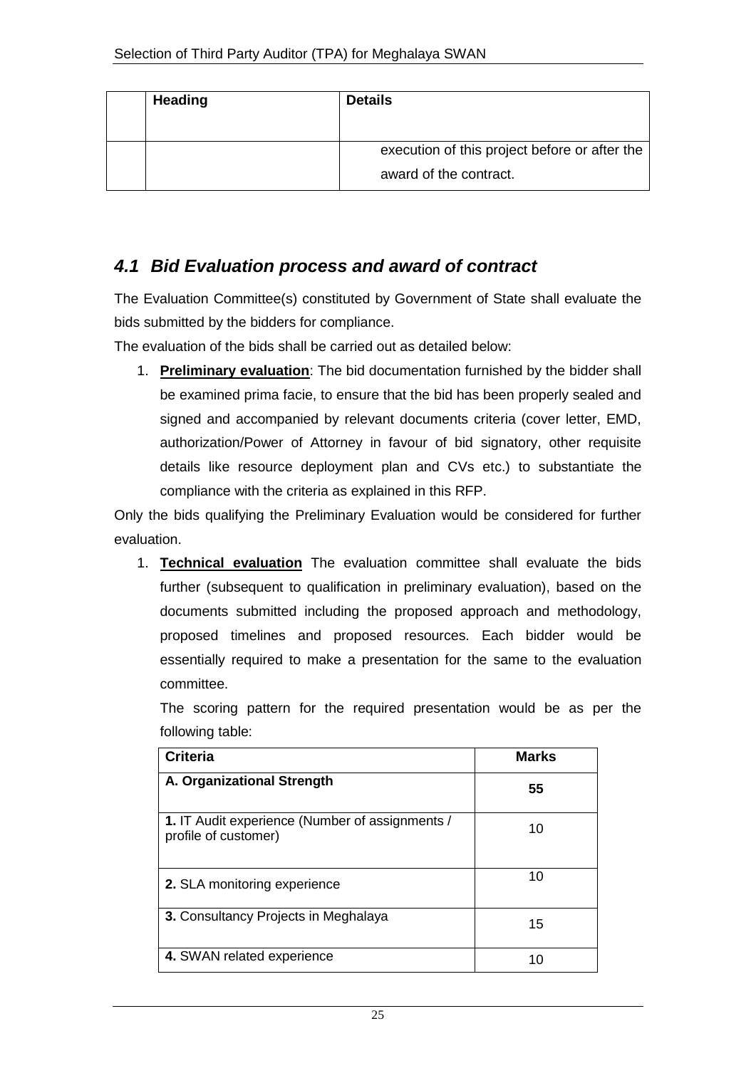| | Heading | Details |
|---|---|---|
| | | execution of this project before or after the award of the contract. |

## *4.1 Bid Evaluation process and award of contract*

The Evaluation Committee(s) constituted by Government of State shall evaluate the bids submitted by the bidders for compliance.

The evaluation of the bids shall be carried out as detailed below:

1. **Preliminary evaluation**: The bid documentation furnished by the bidder shall be examined prima facie, to ensure that the bid has been properly sealed and signed and accompanied by relevant documents criteria (cover letter, EMD, authorization/Power of Attorney in favour of bid signatory, other requisite details like resource deployment plan and CVs etc.) to substantiate the compliance with the criteria as explained in this RFP.

Only the bids qualifying the Preliminary Evaluation would be considered for further evaluation.

1. **Technical evaluation** The evaluation committee shall evaluate the bids further (subsequent to qualification in preliminary evaluation), based on the documents submitted including the proposed approach and methodology, proposed timelines and proposed resources. Each bidder would be essentially required to make a presentation for the same to the evaluation committee.

   The scoring pattern for the required presentation would be as per the following table:

| Criteria | Marks |
|---|---|
| **A. Organizational Strength** | **55** |
| **1.** IT Audit experience (Number of assignments / profile of customer) | 10 |
| **2.** SLA monitoring experience | 10 |
| **3.** Consultancy Projects in Meghalaya | 15 |
| **4.** SWAN related experience | 10 |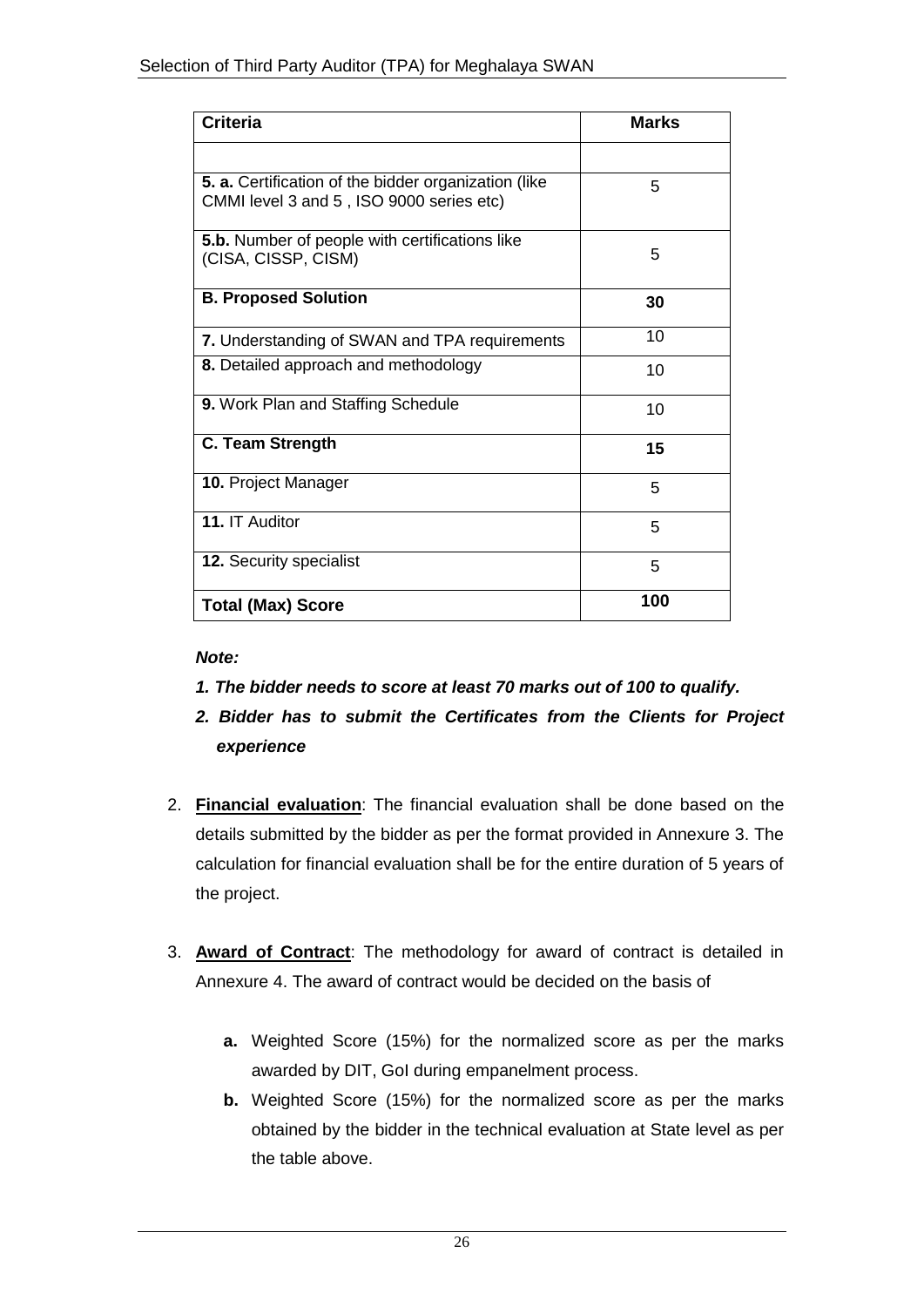| **Criteria** | **Marks** |
|---|---|
| | |
| **5. a.** Certification of the bidder organization (like CMMI level 3 and 5 , ISO 9000 series etc) | 5 |
| **5.b.** Number of people with certifications like (CISA, CISSP, CISM) | 5 |
| **B. Proposed Solution** | **30** |
| **7.** Understanding of SWAN and TPA requirements | 10 |
| **8.** Detailed approach and methodology | 10 |
| **9.** Work Plan and Staffing Schedule | 10 |
| **C. Team Strength** | **15** |
| **10.** Project Manager | 5 |
| **11.** IT Auditor | 5 |
| **12.** Security specialist | 5 |
| **Total (Max) Score** | **100** |

***Note:***

1. ***The bidder needs to score at least 70 marks out of 100 to qualify.***
2. ***Bidder has to submit the Certificates from the Clients for Project experience***

2. **Financial evaluation**: The financial evaluation shall be done based on the details submitted by the bidder as per the format provided in Annexure 3. The calculation for financial evaluation shall be for the entire duration of 5 years of the project.

3. **Award of Contract**: The methodology for award of contract is detailed in Annexure 4. The award of contract would be decided on the basis of

   **a.** Weighted Score (15%) for the normalized score as per the marks awarded by DIT, GoI during empanelment process.

   **b.** Weighted Score (15%) for the normalized score as per the marks obtained by the bidder in the technical evaluation at State level as per the table above.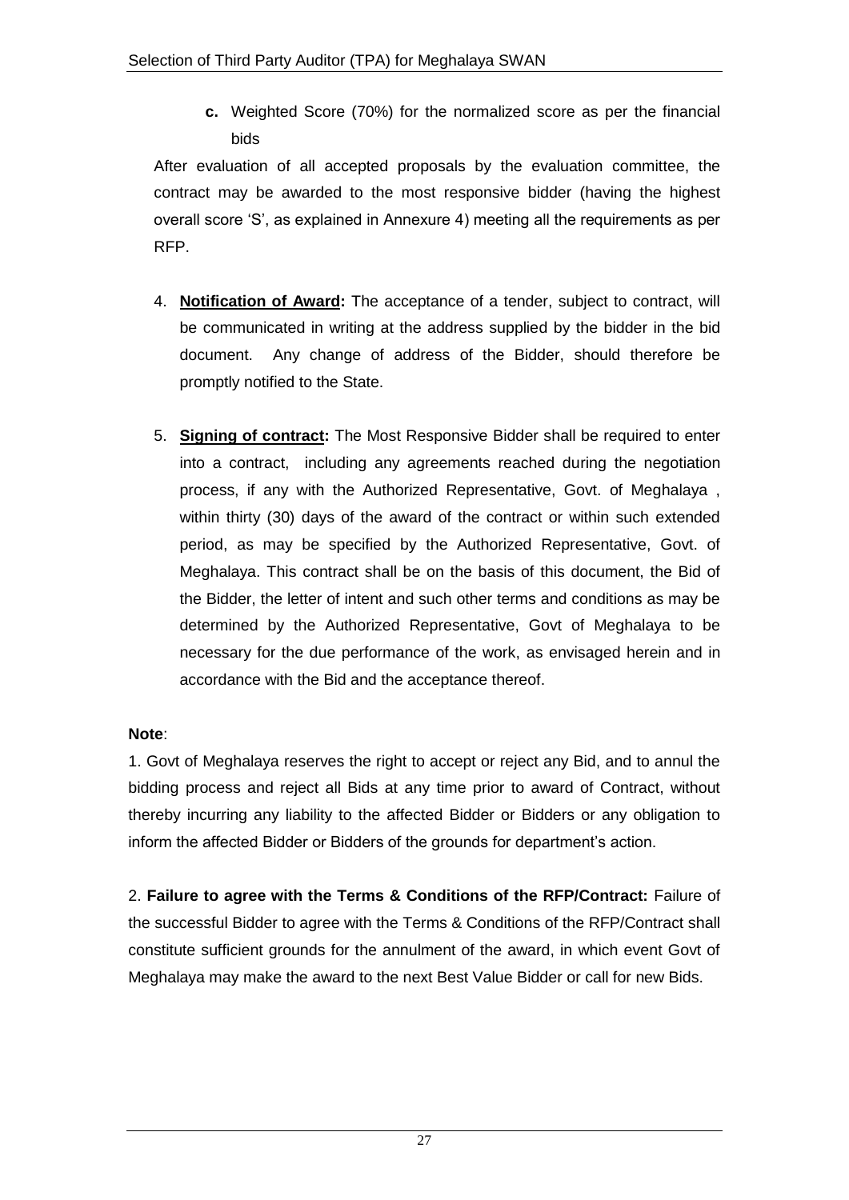**c.** Weighted Score (70%) for the normalized score as per the financial bids

After evaluation of all accepted proposals by the evaluation committee, the contract may be awarded to the most responsive bidder (having the highest overall score 'S', as explained in Annexure 4) meeting all the requirements as per RFP.

4. **Notification of Award:** The acceptance of a tender, subject to contract, will be communicated in writing at the address supplied by the bidder in the bid document. Any change of address of the Bidder, should therefore be promptly notified to the State.

5. **Signing of contract:** The Most Responsive Bidder shall be required to enter into a contract, including any agreements reached during the negotiation process, if any with the Authorized Representative, Govt. of Meghalaya , within thirty (30) days of the award of the contract or within such extended period, as may be specified by the Authorized Representative, Govt. of Meghalaya. This contract shall be on the basis of this document, the Bid of the Bidder, the letter of intent and such other terms and conditions as may be determined by the Authorized Representative, Govt of Meghalaya to be necessary for the due performance of the work, as envisaged herein and in accordance with the Bid and the acceptance thereof.

**Note**:

1. Govt of Meghalaya reserves the right to accept or reject any Bid, and to annul the bidding process and reject all Bids at any time prior to award of Contract, without thereby incurring any liability to the affected Bidder or Bidders or any obligation to inform the affected Bidder or Bidders of the grounds for department's action.

2. **Failure to agree with the Terms & Conditions of the RFP/Contract:** Failure of the successful Bidder to agree with the Terms & Conditions of the RFP/Contract shall constitute sufficient grounds for the annulment of the award, in which event Govt of Meghalaya may make the award to the next Best Value Bidder or call for new Bids.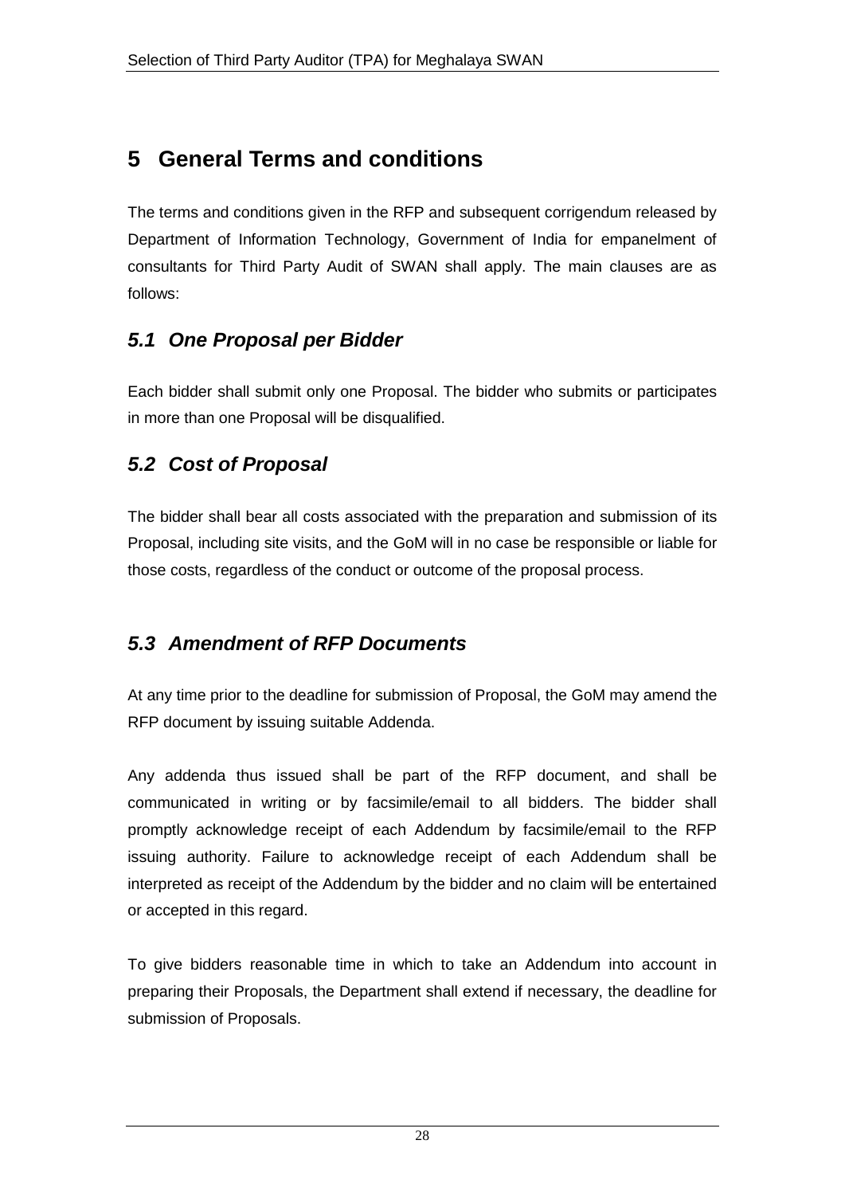# 5 General Terms and conditions

The terms and conditions given in the RFP and subsequent corrigendum released by Department of Information Technology, Government of India for empanelment of consultants for Third Party Audit of SWAN shall apply. The main clauses are as follows:

## *5.1 One Proposal per Bidder*

Each bidder shall submit only one Proposal. The bidder who submits or participates in more than one Proposal will be disqualified.

## *5.2 Cost of Proposal*

The bidder shall bear all costs associated with the preparation and submission of its Proposal, including site visits, and the GoM will in no case be responsible or liable for those costs, regardless of the conduct or outcome of the proposal process.

## *5.3 Amendment of RFP Documents*

At any time prior to the deadline for submission of Proposal, the GoM may amend the RFP document by issuing suitable Addenda.

Any addenda thus issued shall be part of the RFP document, and shall be communicated in writing or by facsimile/email to all bidders. The bidder shall promptly acknowledge receipt of each Addendum by facsimile/email to the RFP issuing authority. Failure to acknowledge receipt of each Addendum shall be interpreted as receipt of the Addendum by the bidder and no claim will be entertained or accepted in this regard.

To give bidders reasonable time in which to take an Addendum into account in preparing their Proposals, the Department shall extend if necessary, the deadline for submission of Proposals.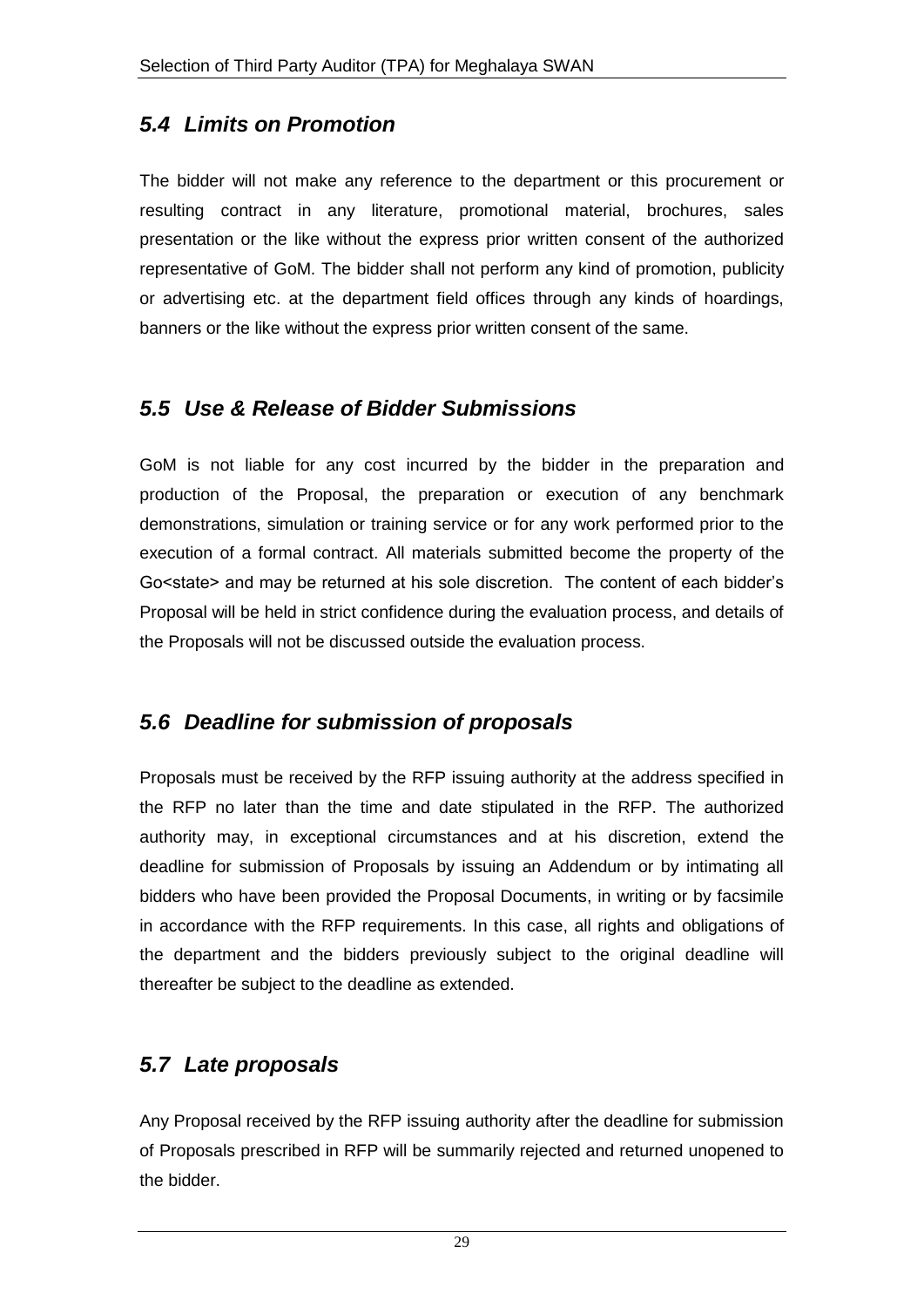## *5.4 Limits on Promotion*

The bidder will not make any reference to the department or this procurement or resulting contract in any literature, promotional material, brochures, sales presentation or the like without the express prior written consent of the authorized representative of GoM. The bidder shall not perform any kind of promotion, publicity or advertising etc. at the department field offices through any kinds of hoardings, banners or the like without the express prior written consent of the same.

## *5.5 Use & Release of Bidder Submissions*

GoM is not liable for any cost incurred by the bidder in the preparation and production of the Proposal, the preparation or execution of any benchmark demonstrations, simulation or training service or for any work performed prior to the execution of a formal contract. All materials submitted become the property of the Go<state> and may be returned at his sole discretion. The content of each bidder's Proposal will be held in strict confidence during the evaluation process, and details of the Proposals will not be discussed outside the evaluation process.

## *5.6 Deadline for submission of proposals*

Proposals must be received by the RFP issuing authority at the address specified in the RFP no later than the time and date stipulated in the RFP. The authorized authority may, in exceptional circumstances and at his discretion, extend the deadline for submission of Proposals by issuing an Addendum or by intimating all bidders who have been provided the Proposal Documents, in writing or by facsimile in accordance with the RFP requirements. In this case, all rights and obligations of the department and the bidders previously subject to the original deadline will thereafter be subject to the deadline as extended.

## *5.7 Late proposals*

Any Proposal received by the RFP issuing authority after the deadline for submission of Proposals prescribed in RFP will be summarily rejected and returned unopened to the bidder.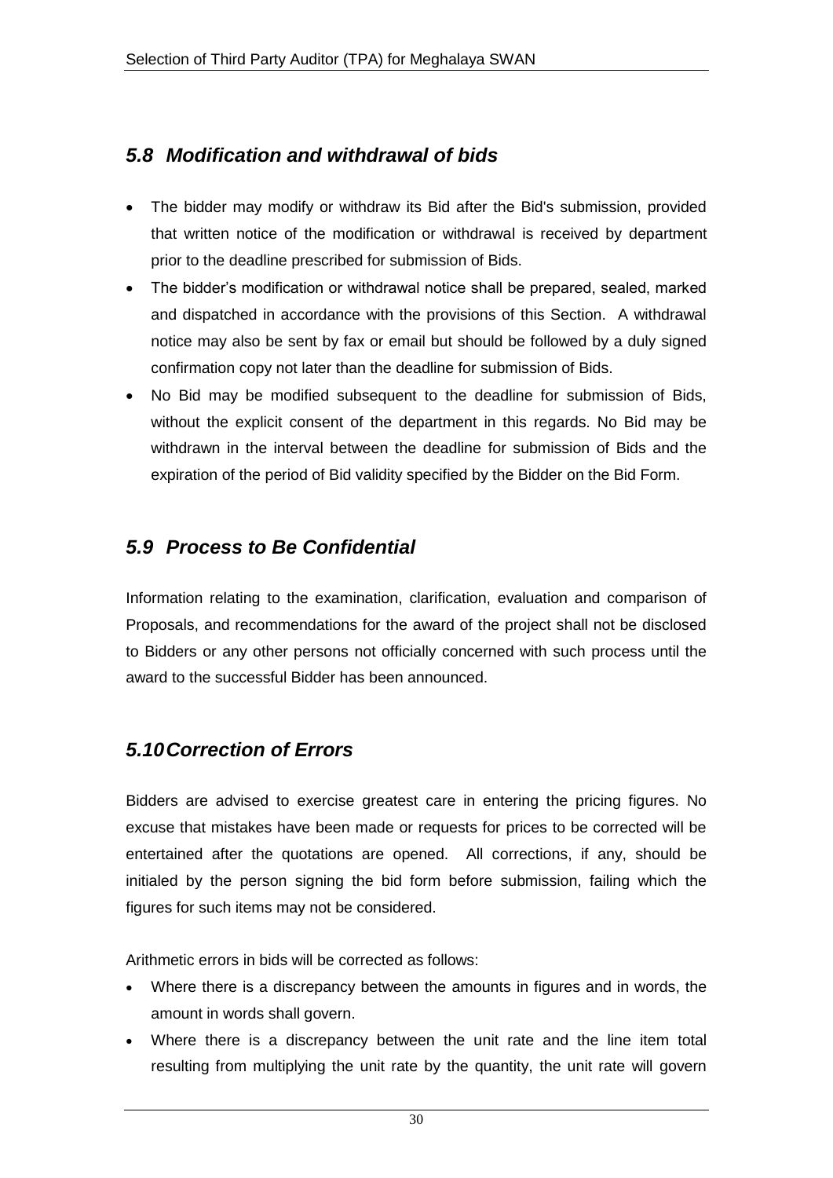## *5.8 Modification and withdrawal of bids*

- The bidder may modify or withdraw its Bid after the Bid's submission, provided that written notice of the modification or withdrawal is received by department prior to the deadline prescribed for submission of Bids.
- The bidder's modification or withdrawal notice shall be prepared, sealed, marked and dispatched in accordance with the provisions of this Section. A withdrawal notice may also be sent by fax or email but should be followed by a duly signed confirmation copy not later than the deadline for submission of Bids.
- No Bid may be modified subsequent to the deadline for submission of Bids, without the explicit consent of the department in this regards. No Bid may be withdrawn in the interval between the deadline for submission of Bids and the expiration of the period of Bid validity specified by the Bidder on the Bid Form.

## *5.9 Process to Be Confidential*

Information relating to the examination, clarification, evaluation and comparison of Proposals, and recommendations for the award of the project shall not be disclosed to Bidders or any other persons not officially concerned with such process until the award to the successful Bidder has been announced.

## *5.10 Correction of Errors*

Bidders are advised to exercise greatest care in entering the pricing figures. No excuse that mistakes have been made or requests for prices to be corrected will be entertained after the quotations are opened. All corrections, if any, should be initialed by the person signing the bid form before submission, failing which the figures for such items may not be considered.

Arithmetic errors in bids will be corrected as follows:

- Where there is a discrepancy between the amounts in figures and in words, the amount in words shall govern.
- Where there is a discrepancy between the unit rate and the line item total resulting from multiplying the unit rate by the quantity, the unit rate will govern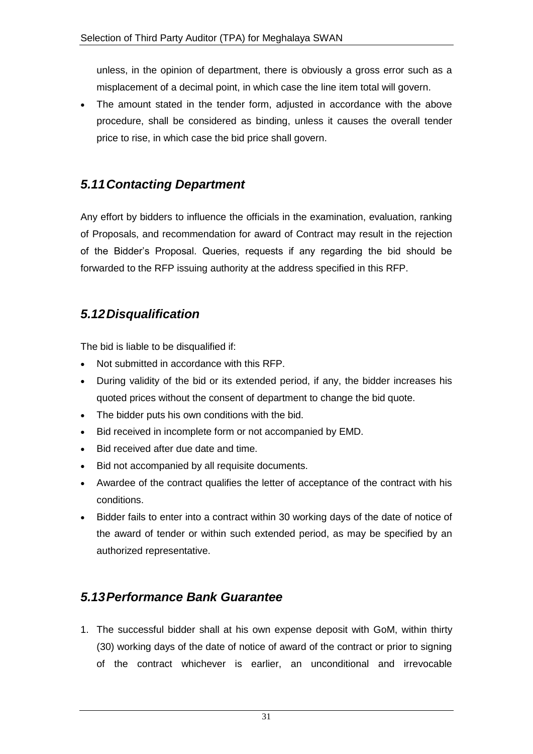unless, in the opinion of department, there is obviously a gross error such as a misplacement of a decimal point, in which case the line item total will govern.

- The amount stated in the tender form, adjusted in accordance with the above procedure, shall be considered as binding, unless it causes the overall tender price to rise, in which case the bid price shall govern.

## *5.11 Contacting Department*

Any effort by bidders to influence the officials in the examination, evaluation, ranking of Proposals, and recommendation for award of Contract may result in the rejection of the Bidder's Proposal. Queries, requests if any regarding the bid should be forwarded to the RFP issuing authority at the address specified in this RFP.

## *5.12 Disqualification*

The bid is liable to be disqualified if:

- Not submitted in accordance with this RFP.
- During validity of the bid or its extended period, if any, the bidder increases his quoted prices without the consent of department to change the bid quote.
- The bidder puts his own conditions with the bid.
- Bid received in incomplete form or not accompanied by EMD.
- Bid received after due date and time.
- Bid not accompanied by all requisite documents.
- Awardee of the contract qualifies the letter of acceptance of the contract with his conditions.
- Bidder fails to enter into a contract within 30 working days of the date of notice of the award of tender or within such extended period, as may be specified by an authorized representative.

## *5.13 Performance Bank Guarantee*

1. The successful bidder shall at his own expense deposit with GoM, within thirty (30) working days of the date of notice of award of the contract or prior to signing of the contract whichever is earlier, an unconditional and irrevocable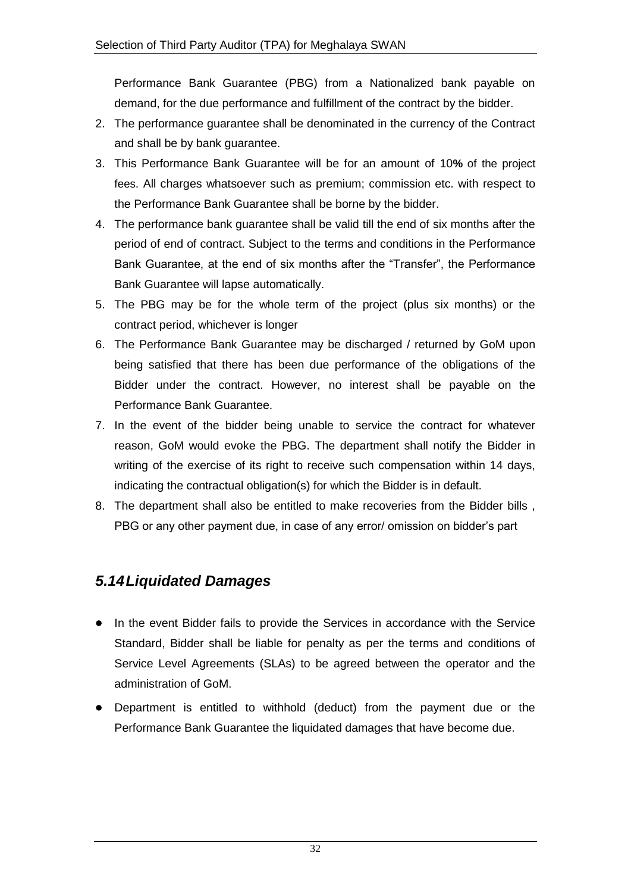Performance Bank Guarantee (PBG) from a Nationalized bank payable on demand, for the due performance and fulfillment of the contract by the bidder.

2. The performance guarantee shall be denominated in the currency of the Contract and shall be by bank guarantee.
3. This Performance Bank Guarantee will be for an amount of 10**%** of the project fees. All charges whatsoever such as premium; commission etc. with respect to the Performance Bank Guarantee shall be borne by the bidder.
4. The performance bank guarantee shall be valid till the end of six months after the period of end of contract. Subject to the terms and conditions in the Performance Bank Guarantee, at the end of six months after the "Transfer", the Performance Bank Guarantee will lapse automatically.
5. The PBG may be for the whole term of the project (plus six months) or the contract period, whichever is longer
6. The Performance Bank Guarantee may be discharged / returned by GoM upon being satisfied that there has been due performance of the obligations of the Bidder under the contract. However, no interest shall be payable on the Performance Bank Guarantee.
7. In the event of the bidder being unable to service the contract for whatever reason, GoM would evoke the PBG. The department shall notify the Bidder in writing of the exercise of its right to receive such compensation within 14 days, indicating the contractual obligation(s) for which the Bidder is in default.
8. The department shall also be entitled to make recoveries from the Bidder bills , PBG or any other payment due, in case of any error/ omission on bidder's part

## *5.14 Liquidated Damages*

- In the event Bidder fails to provide the Services in accordance with the Service Standard, Bidder shall be liable for penalty as per the terms and conditions of Service Level Agreements (SLAs) to be agreed between the operator and the administration of GoM.
- Department is entitled to withhold (deduct) from the payment due or the Performance Bank Guarantee the liquidated damages that have become due.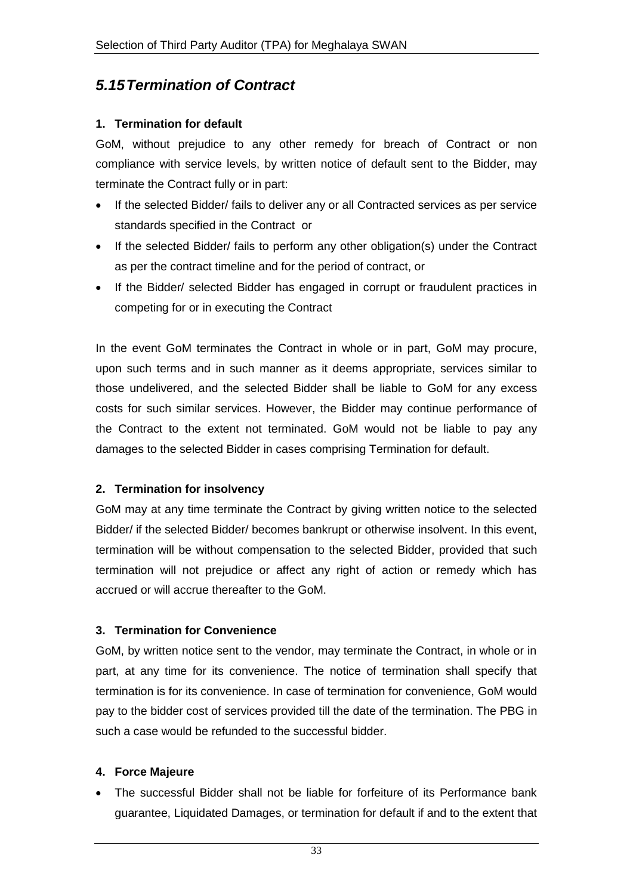## *5.15 Termination of Contract*

**1. Termination for default**

GoM, without prejudice to any other remedy for breach of Contract or non compliance with service levels, by written notice of default sent to the Bidder, may terminate the Contract fully or in part:

- If the selected Bidder/ fails to deliver any or all Contracted services as per service standards specified in the Contract or
- If the selected Bidder/ fails to perform any other obligation(s) under the Contract as per the contract timeline and for the period of contract, or
- If the Bidder/ selected Bidder has engaged in corrupt or fraudulent practices in competing for or in executing the Contract

In the event GoM terminates the Contract in whole or in part, GoM may procure, upon such terms and in such manner as it deems appropriate, services similar to those undelivered, and the selected Bidder shall be liable to GoM for any excess costs for such similar services. However, the Bidder may continue performance of the Contract to the extent not terminated. GoM would not be liable to pay any damages to the selected Bidder in cases comprising Termination for default.

**2. Termination for insolvency**

GoM may at any time terminate the Contract by giving written notice to the selected Bidder/ if the selected Bidder/ becomes bankrupt or otherwise insolvent. In this event, termination will be without compensation to the selected Bidder, provided that such termination will not prejudice or affect any right of action or remedy which has accrued or will accrue thereafter to the GoM.

**3. Termination for Convenience**

GoM, by written notice sent to the vendor, may terminate the Contract, in whole or in part, at any time for its convenience. The notice of termination shall specify that termination is for its convenience. In case of termination for convenience, GoM would pay to the bidder cost of services provided till the date of the termination. The PBG in such a case would be refunded to the successful bidder.

**4. Force Majeure**

- The successful Bidder shall not be liable for forfeiture of its Performance bank guarantee, Liquidated Damages, or termination for default if and to the extent that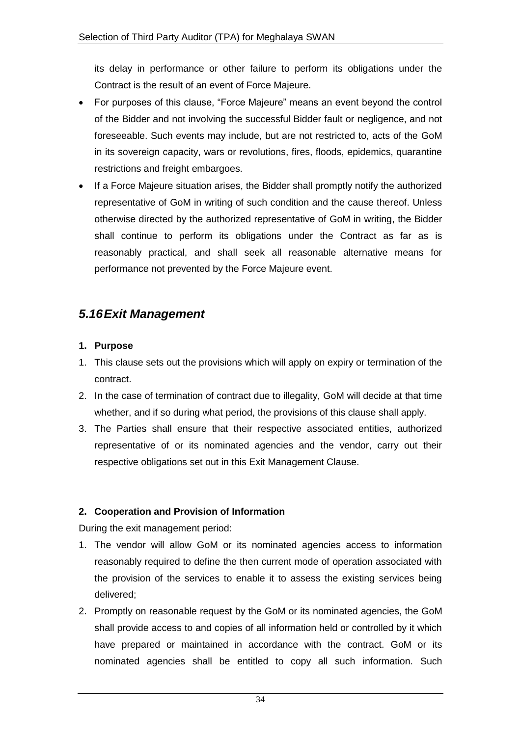its delay in performance or other failure to perform its obligations under the Contract is the result of an event of Force Majeure.

- For purposes of this clause, "Force Majeure" means an event beyond the control of the Bidder and not involving the successful Bidder fault or negligence, and not foreseeable. Such events may include, but are not restricted to, acts of the GoM in its sovereign capacity, wars or revolutions, fires, floods, epidemics, quarantine restrictions and freight embargoes.
- If a Force Majeure situation arises, the Bidder shall promptly notify the authorized representative of GoM in writing of such condition and the cause thereof. Unless otherwise directed by the authorized representative of GoM in writing, the Bidder shall continue to perform its obligations under the Contract as far as is reasonably practical, and shall seek all reasonable alternative means for performance not prevented by the Force Majeure event.

## *5.16 Exit Management*

**1. Purpose**

1. This clause sets out the provisions which will apply on expiry or termination of the contract.
2. In the case of termination of contract due to illegality, GoM will decide at that time whether, and if so during what period, the provisions of this clause shall apply.
3. The Parties shall ensure that their respective associated entities, authorized representative of or its nominated agencies and the vendor, carry out their respective obligations set out in this Exit Management Clause.

**2. Cooperation and Provision of Information**

During the exit management period:

1. The vendor will allow GoM or its nominated agencies access to information reasonably required to define the then current mode of operation associated with the provision of the services to enable it to assess the existing services being delivered;
2. Promptly on reasonable request by the GoM or its nominated agencies, the GoM shall provide access to and copies of all information held or controlled by it which have prepared or maintained in accordance with the contract. GoM or its nominated agencies shall be entitled to copy all such information. Such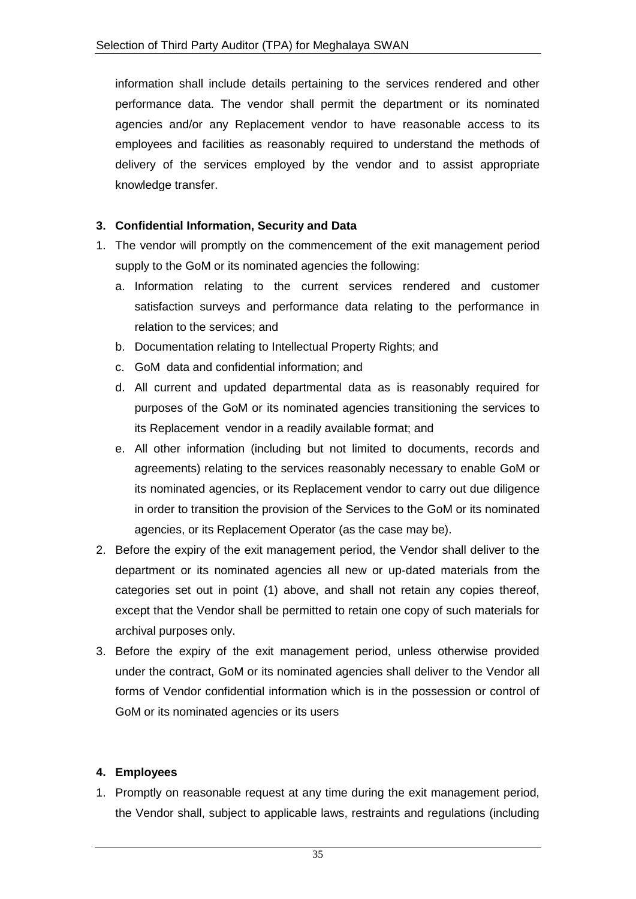information shall include details pertaining to the services rendered and other performance data. The vendor shall permit the department or its nominated agencies and/or any Replacement vendor to have reasonable access to its employees and facilities as reasonably required to understand the methods of delivery of the services employed by the vendor and to assist appropriate knowledge transfer.

**3. Confidential Information, Security and Data**

1. The vendor will promptly on the commencement of the exit management period supply to the GoM or its nominated agencies the following:
   a. Information relating to the current services rendered and customer satisfaction surveys and performance data relating to the performance in relation to the services; and
   b. Documentation relating to Intellectual Property Rights; and
   c. GoM data and confidential information; and
   d. All current and updated departmental data as is reasonably required for purposes of the GoM or its nominated agencies transitioning the services to its Replacement vendor in a readily available format; and
   e. All other information (including but not limited to documents, records and agreements) relating to the services reasonably necessary to enable GoM or its nominated agencies, or its Replacement vendor to carry out due diligence in order to transition the provision of the Services to the GoM or its nominated agencies, or its Replacement Operator (as the case may be).
2. Before the expiry of the exit management period, the Vendor shall deliver to the department or its nominated agencies all new or up-dated materials from the categories set out in point (1) above, and shall not retain any copies thereof, except that the Vendor shall be permitted to retain one copy of such materials for archival purposes only.
3. Before the expiry of the exit management period, unless otherwise provided under the contract, GoM or its nominated agencies shall deliver to the Vendor all forms of Vendor confidential information which is in the possession or control of GoM or its nominated agencies or its users

**4. Employees**

1. Promptly on reasonable request at any time during the exit management period, the Vendor shall, subject to applicable laws, restraints and regulations (including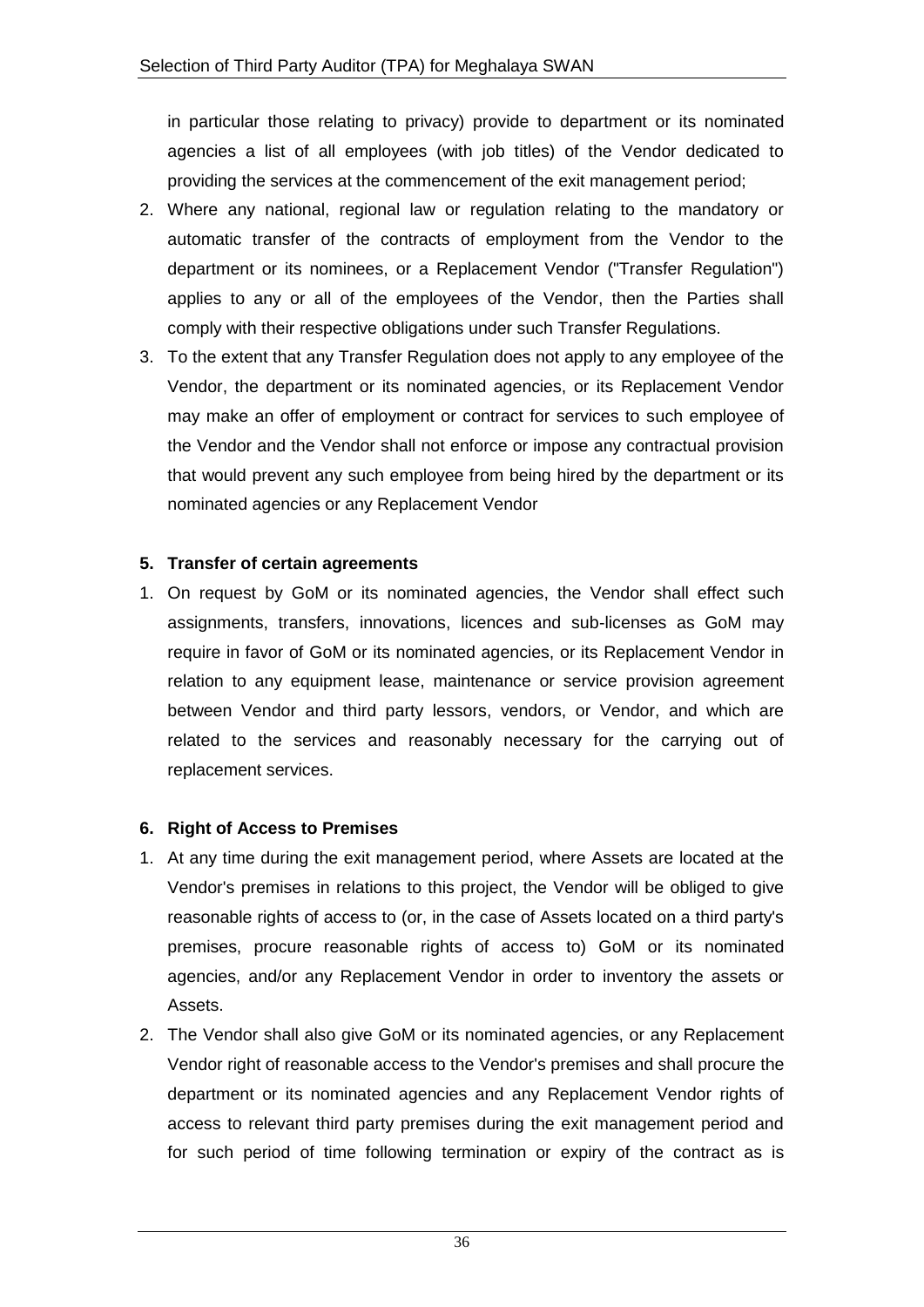in particular those relating to privacy) provide to department or its nominated agencies a list of all employees (with job titles) of the Vendor dedicated to providing the services at the commencement of the exit management period;

2. Where any national, regional law or regulation relating to the mandatory or automatic transfer of the contracts of employment from the Vendor to the department or its nominees, or a Replacement Vendor ("Transfer Regulation") applies to any or all of the employees of the Vendor, then the Parties shall comply with their respective obligations under such Transfer Regulations.
3. To the extent that any Transfer Regulation does not apply to any employee of the Vendor, the department or its nominated agencies, or its Replacement Vendor may make an offer of employment or contract for services to such employee of the Vendor and the Vendor shall not enforce or impose any contractual provision that would prevent any such employee from being hired by the department or its nominated agencies or any Replacement Vendor

**5. Transfer of certain agreements**

1. On request by GoM or its nominated agencies, the Vendor shall effect such assignments, transfers, innovations, licences and sub-licenses as GoM may require in favor of GoM or its nominated agencies, or its Replacement Vendor in relation to any equipment lease, maintenance or service provision agreement between Vendor and third party lessors, vendors, or Vendor, and which are related to the services and reasonably necessary for the carrying out of replacement services.

**6. Right of Access to Premises**

1. At any time during the exit management period, where Assets are located at the Vendor's premises in relations to this project, the Vendor will be obliged to give reasonable rights of access to (or, in the case of Assets located on a third party's premises, procure reasonable rights of access to) GoM or its nominated agencies, and/or any Replacement Vendor in order to inventory the assets or Assets.
2. The Vendor shall also give GoM or its nominated agencies, or any Replacement Vendor right of reasonable access to the Vendor's premises and shall procure the department or its nominated agencies and any Replacement Vendor rights of access to relevant third party premises during the exit management period and for such period of time following termination or expiry of the contract as is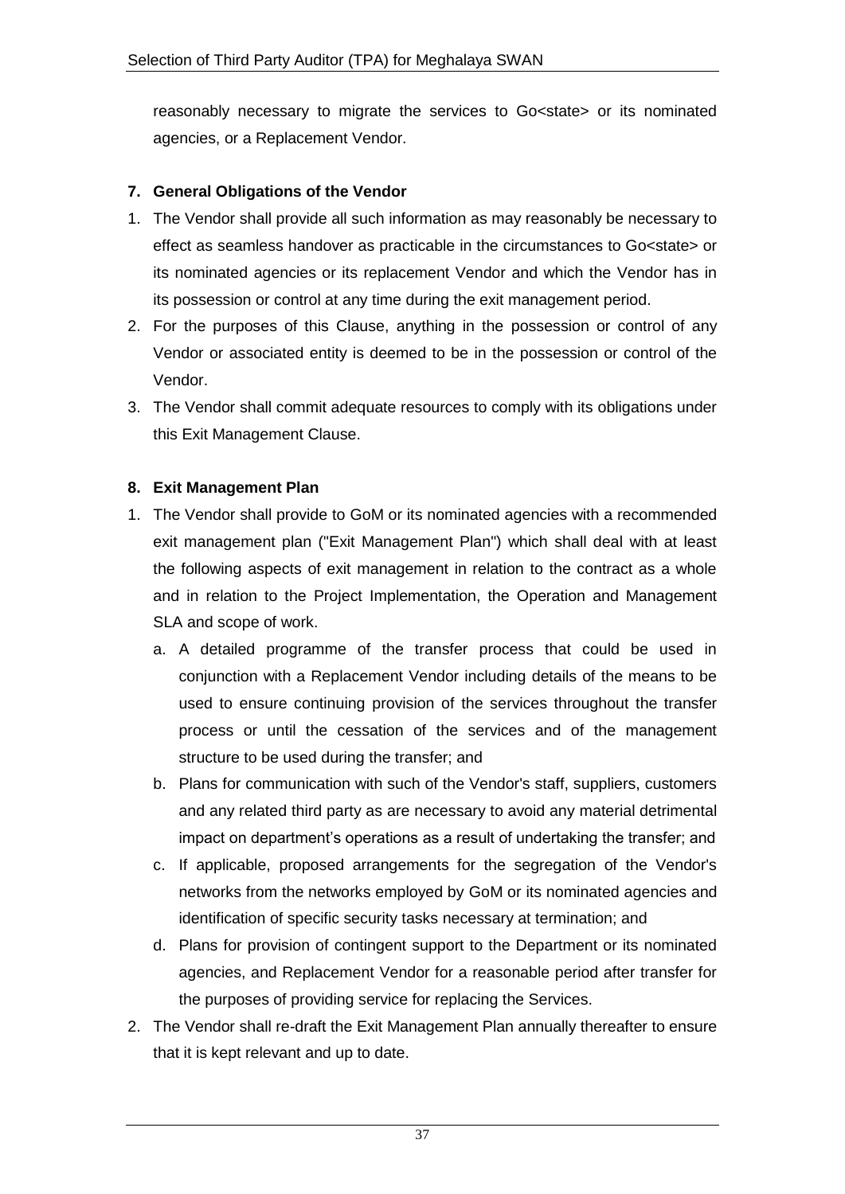reasonably necessary to migrate the services to Go<state> or its nominated agencies, or a Replacement Vendor.

**7. General Obligations of the Vendor**

1. The Vendor shall provide all such information as may reasonably be necessary to effect as seamless handover as practicable in the circumstances to Go<state> or its nominated agencies or its replacement Vendor and which the Vendor has in its possession or control at any time during the exit management period.
2. For the purposes of this Clause, anything in the possession or control of any Vendor or associated entity is deemed to be in the possession or control of the Vendor.
3. The Vendor shall commit adequate resources to comply with its obligations under this Exit Management Clause.

**8. Exit Management Plan**

1. The Vendor shall provide to GoM or its nominated agencies with a recommended exit management plan ("Exit Management Plan") which shall deal with at least the following aspects of exit management in relation to the contract as a whole and in relation to the Project Implementation, the Operation and Management SLA and scope of work.
   a. A detailed programme of the transfer process that could be used in conjunction with a Replacement Vendor including details of the means to be used to ensure continuing provision of the services throughout the transfer process or until the cessation of the services and of the management structure to be used during the transfer; and
   b. Plans for communication with such of the Vendor's staff, suppliers, customers and any related third party as are necessary to avoid any material detrimental impact on department's operations as a result of undertaking the transfer; and
   c. If applicable, proposed arrangements for the segregation of the Vendor's networks from the networks employed by GoM or its nominated agencies and identification of specific security tasks necessary at termination; and
   d. Plans for provision of contingent support to the Department or its nominated agencies, and Replacement Vendor for a reasonable period after transfer for the purposes of providing service for replacing the Services.
2. The Vendor shall re-draft the Exit Management Plan annually thereafter to ensure that it is kept relevant and up to date.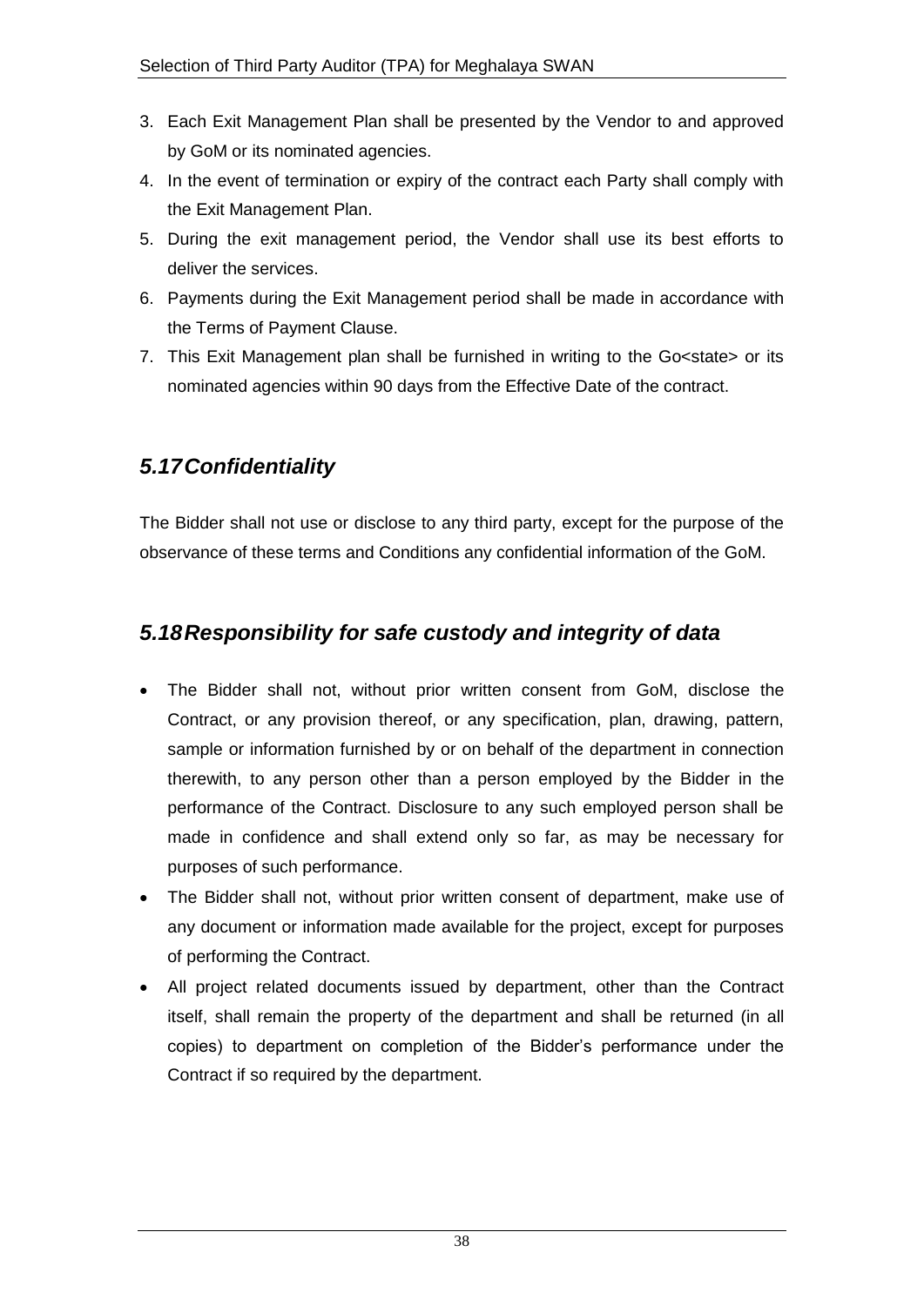3. Each Exit Management Plan shall be presented by the Vendor to and approved by GoM or its nominated agencies.
4. In the event of termination or expiry of the contract each Party shall comply with the Exit Management Plan.
5. During the exit management period, the Vendor shall use its best efforts to deliver the services.
6. Payments during the Exit Management period shall be made in accordance with the Terms of Payment Clause.
7. This Exit Management plan shall be furnished in writing to the Go<state> or its nominated agencies within 90 days from the Effective Date of the contract.

## *5.17 Confidentiality*

The Bidder shall not use or disclose to any third party, except for the purpose of the observance of these terms and Conditions any confidential information of the GoM.

## *5.18 Responsibility for safe custody and integrity of data*

- The Bidder shall not, without prior written consent from GoM, disclose the Contract, or any provision thereof, or any specification, plan, drawing, pattern, sample or information furnished by or on behalf of the department in connection therewith, to any person other than a person employed by the Bidder in the performance of the Contract. Disclosure to any such employed person shall be made in confidence and shall extend only so far, as may be necessary for purposes of such performance.
- The Bidder shall not, without prior written consent of department, make use of any document or information made available for the project, except for purposes of performing the Contract.
- All project related documents issued by department, other than the Contract itself, shall remain the property of the department and shall be returned (in all copies) to department on completion of the Bidder's performance under the Contract if so required by the department.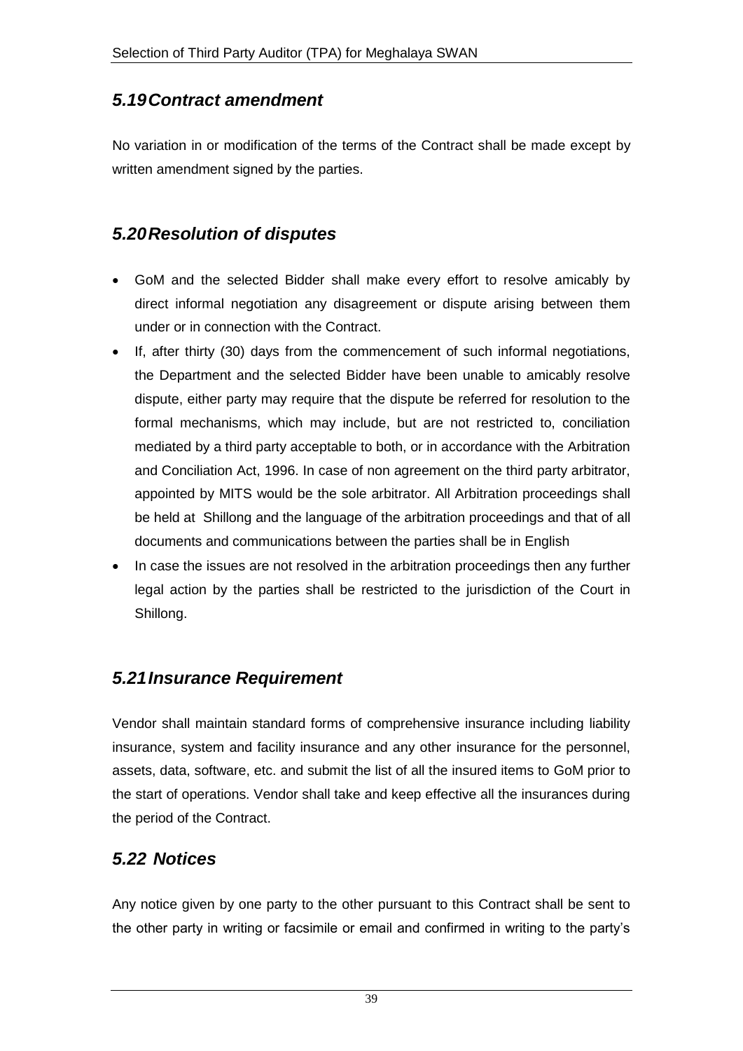## *5.19 Contract amendment*

No variation in or modification of the terms of the Contract shall be made except by written amendment signed by the parties.

## *5.20 Resolution of disputes*

- GoM and the selected Bidder shall make every effort to resolve amicably by direct informal negotiation any disagreement or dispute arising between them under or in connection with the Contract.
- If, after thirty (30) days from the commencement of such informal negotiations, the Department and the selected Bidder have been unable to amicably resolve dispute, either party may require that the dispute be referred for resolution to the formal mechanisms, which may include, but are not restricted to, conciliation mediated by a third party acceptable to both, or in accordance with the Arbitration and Conciliation Act, 1996. In case of non agreement on the third party arbitrator, appointed by MITS would be the sole arbitrator. All Arbitration proceedings shall be held at Shillong and the language of the arbitration proceedings and that of all documents and communications between the parties shall be in English
- In case the issues are not resolved in the arbitration proceedings then any further legal action by the parties shall be restricted to the jurisdiction of the Court in Shillong.

## *5.21 Insurance Requirement*

Vendor shall maintain standard forms of comprehensive insurance including liability insurance, system and facility insurance and any other insurance for the personnel, assets, data, software, etc. and submit the list of all the insured items to GoM prior to the start of operations. Vendor shall take and keep effective all the insurances during the period of the Contract.

## *5.22 Notices*

Any notice given by one party to the other pursuant to this Contract shall be sent to the other party in writing or facsimile or email and confirmed in writing to the party's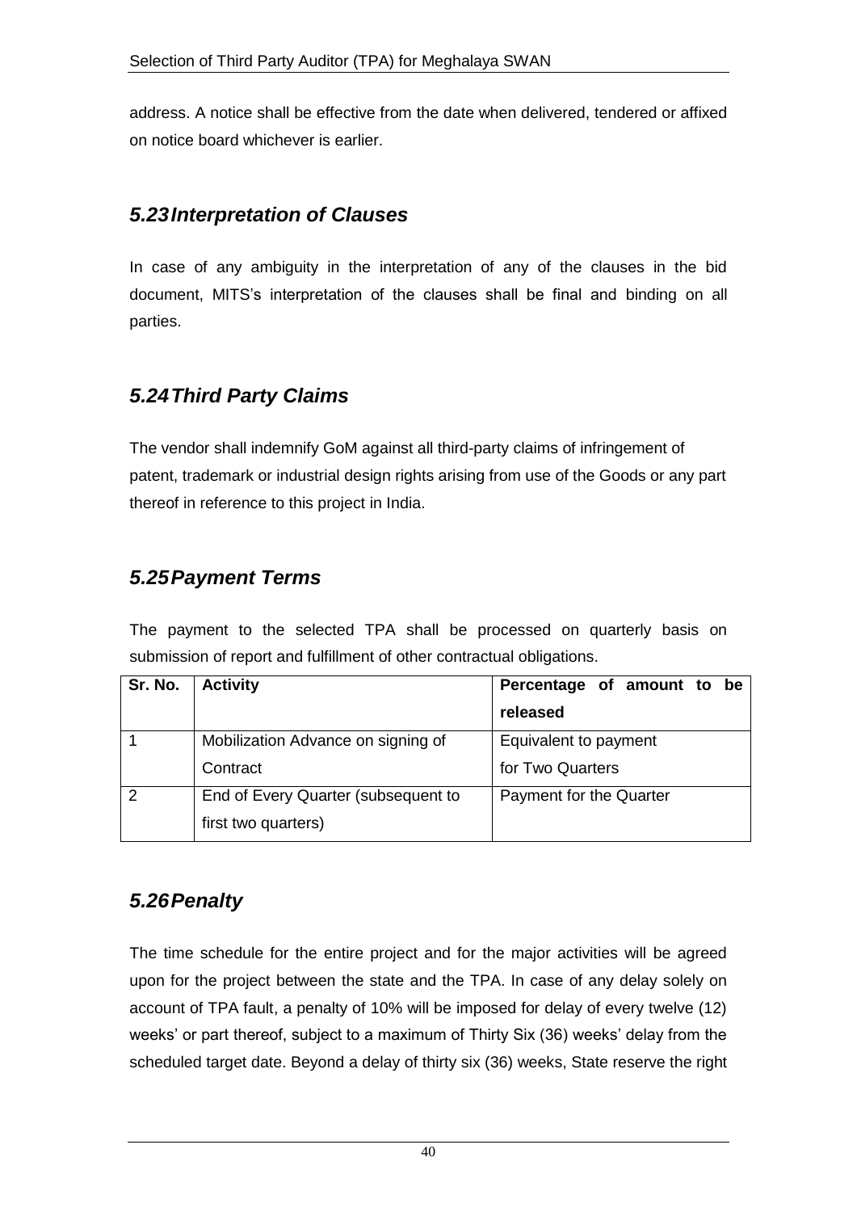address. A notice shall be effective from the date when delivered, tendered or affixed on notice board whichever is earlier.

## *5.23 Interpretation of Clauses*

In case of any ambiguity in the interpretation of any of the clauses in the bid document, MITS's interpretation of the clauses shall be final and binding on all parties.

## *5.24 Third Party Claims*

The vendor shall indemnify GoM against all third-party claims of infringement of patent, trademark or industrial design rights arising from use of the Goods or any part thereof in reference to this project in India.

## *5.25 Payment Terms*

The payment to the selected TPA shall be processed on quarterly basis on submission of report and fulfillment of other contractual obligations.

| Sr. No. | Activity | Percentage of amount to be released |
|---|---|---|
| 1 | Mobilization Advance on signing of Contract | Equivalent to payment for Two Quarters |
| 2 | End of Every Quarter (subsequent to first two quarters) | Payment for the Quarter |

## *5.26 Penalty*

The time schedule for the entire project and for the major activities will be agreed upon for the project between the state and the TPA. In case of any delay solely on account of TPA fault, a penalty of 10% will be imposed for delay of every twelve (12) weeks' or part thereof, subject to a maximum of Thirty Six (36) weeks' delay from the scheduled target date. Beyond a delay of thirty six (36) weeks, State reserve the right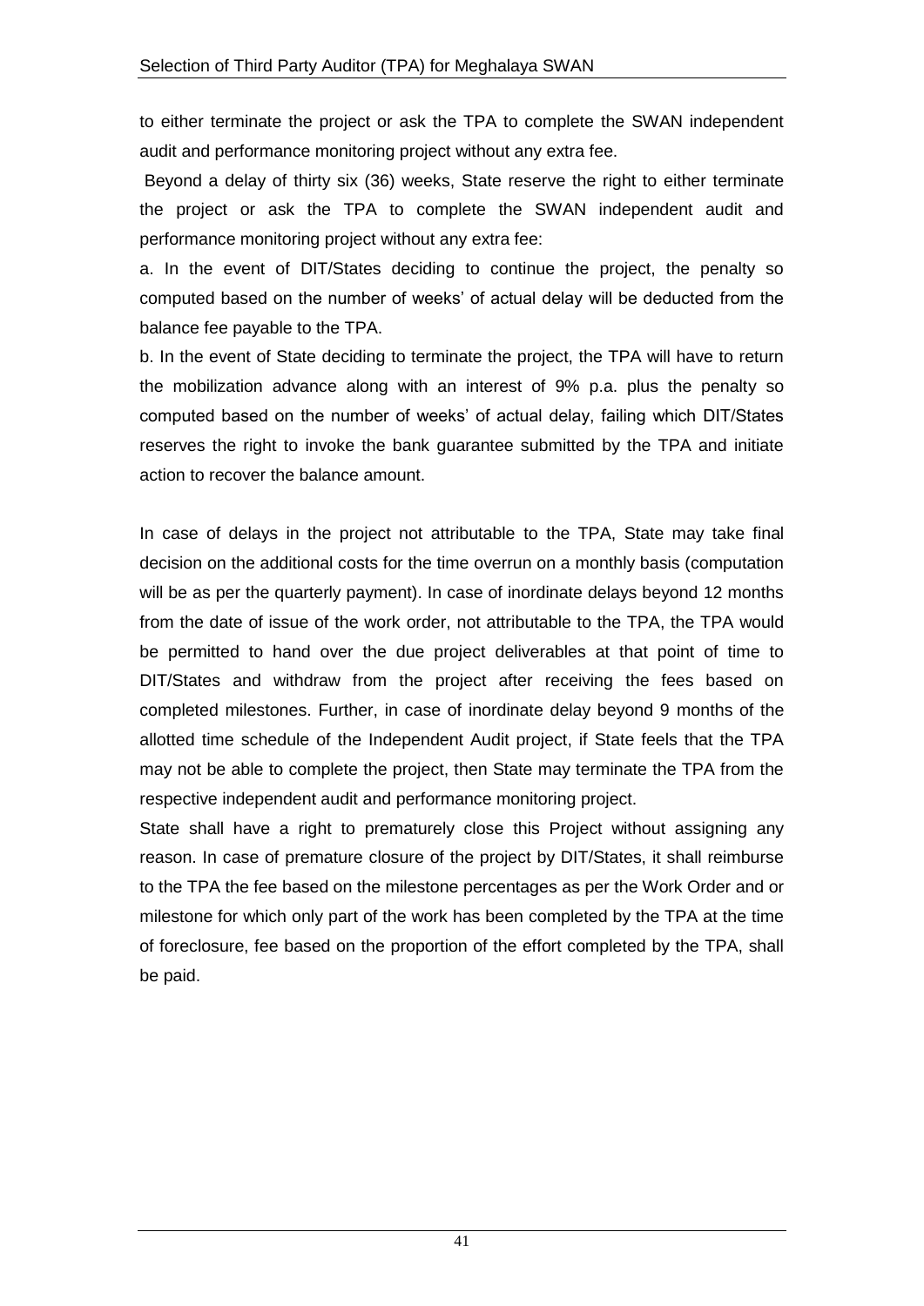to either terminate the project or ask the TPA to complete the SWAN independent audit and performance monitoring project without any extra fee.

Beyond a delay of thirty six (36) weeks, State reserve the right to either terminate the project or ask the TPA to complete the SWAN independent audit and performance monitoring project without any extra fee:

a. In the event of DIT/States deciding to continue the project, the penalty so computed based on the number of weeks' of actual delay will be deducted from the balance fee payable to the TPA.

b. In the event of State deciding to terminate the project, the TPA will have to return the mobilization advance along with an interest of 9% p.a. plus the penalty so computed based on the number of weeks' of actual delay, failing which DIT/States reserves the right to invoke the bank guarantee submitted by the TPA and initiate action to recover the balance amount.

In case of delays in the project not attributable to the TPA, State may take final decision on the additional costs for the time overrun on a monthly basis (computation will be as per the quarterly payment). In case of inordinate delays beyond 12 months from the date of issue of the work order, not attributable to the TPA, the TPA would be permitted to hand over the due project deliverables at that point of time to DIT/States and withdraw from the project after receiving the fees based on completed milestones. Further, in case of inordinate delay beyond 9 months of the allotted time schedule of the Independent Audit project, if State feels that the TPA may not be able to complete the project, then State may terminate the TPA from the respective independent audit and performance monitoring project.

State shall have a right to prematurely close this Project without assigning any reason. In case of premature closure of the project by DIT/States, it shall reimburse to the TPA the fee based on the milestone percentages as per the Work Order and or milestone for which only part of the work has been completed by the TPA at the time of foreclosure, fee based on the proportion of the effort completed by the TPA, shall be paid.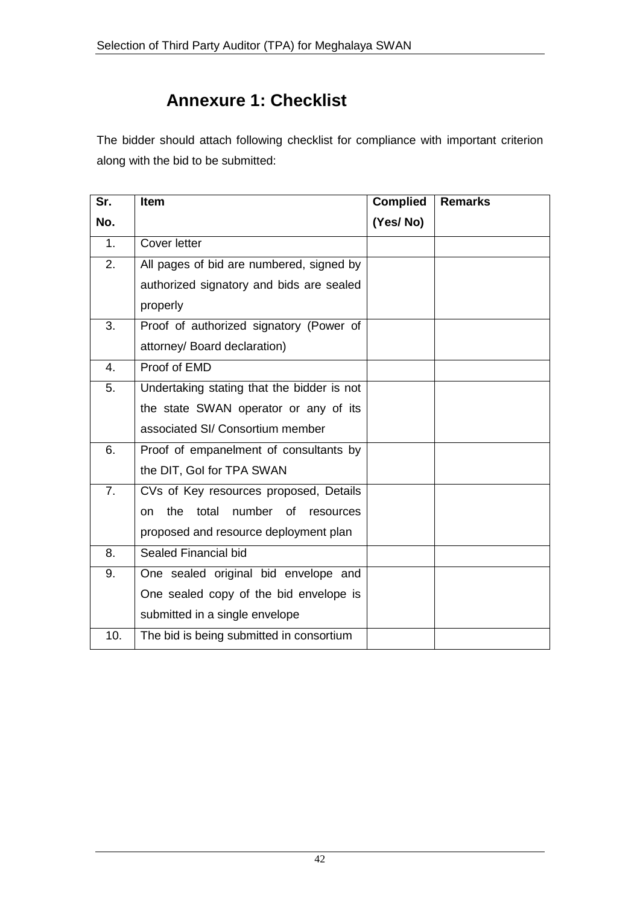# Annexure 1: Checklist

The bidder should attach following checklist for compliance with important criterion along with the bid to be submitted:

| Sr. No. | Item | Complied (Yes/ No) | Remarks |
|---|---|---|---|
| 1. | Cover letter | | |
| 2. | All pages of bid are numbered, signed by authorized signatory and bids are sealed properly | | |
| 3. | Proof of authorized signatory (Power of attorney/ Board declaration) | | |
| 4. | Proof of EMD | | |
| 5. | Undertaking stating that the bidder is not the state SWAN operator or any of its associated SI/ Consortium member | | |
| 6. | Proof of empanelment of consultants by the DIT, GoI for TPA SWAN | | |
| 7. | CVs of Key resources proposed, Details on the total number of resources proposed and resource deployment plan | | |
| 8. | Sealed Financial bid | | |
| 9. | One sealed original bid envelope and One sealed copy of the bid envelope is submitted in a single envelope | | |
| 10. | The bid is being submitted in consortium | | |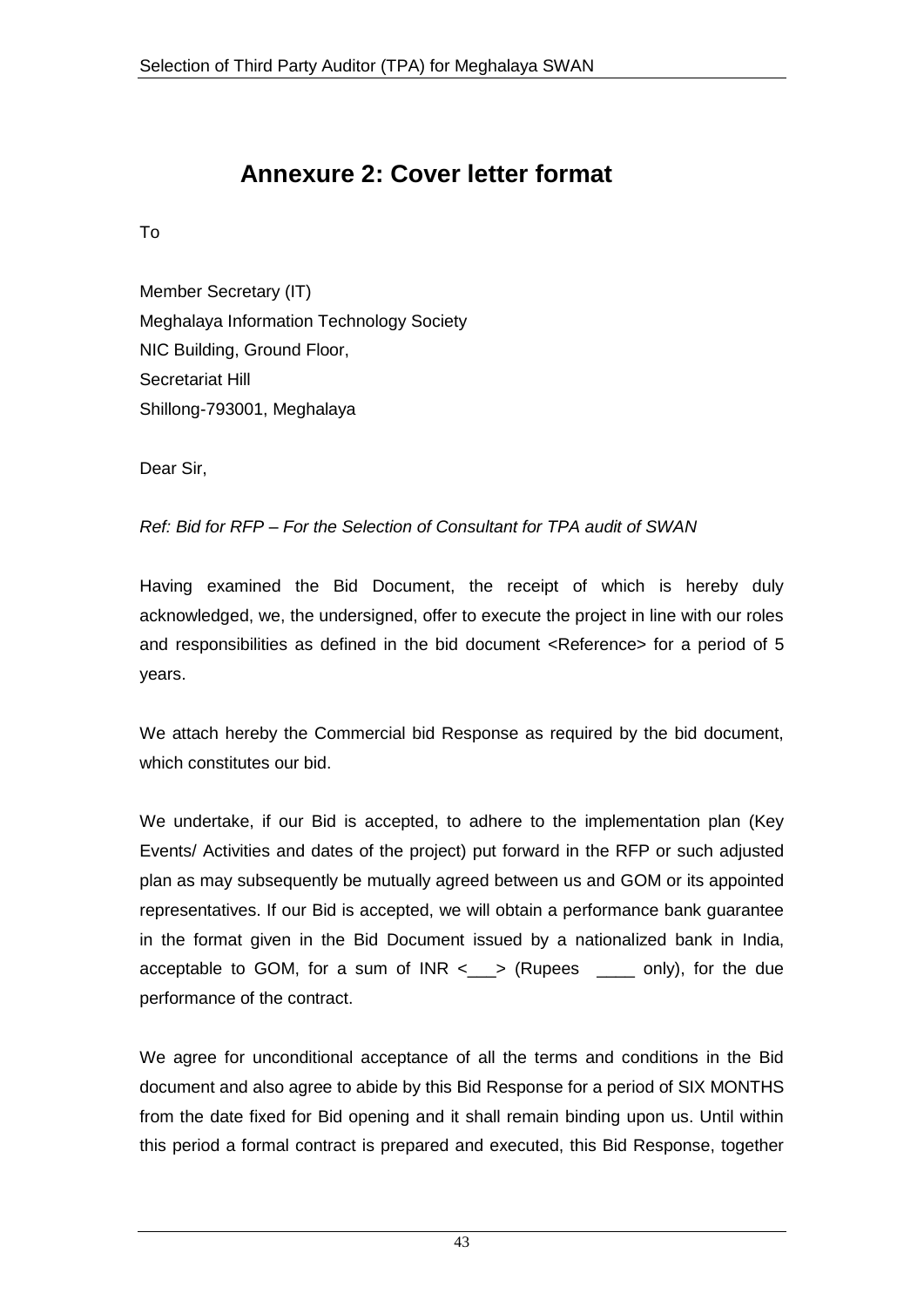# Annexure 2: Cover letter format

To

Member Secretary (IT)
Meghalaya Information Technology Society
NIC Building, Ground Floor,
Secretariat Hill
Shillong-793001, Meghalaya

Dear Sir,

*Ref: Bid for RFP – For the Selection of Consultant for TPA audit of SWAN*

Having examined the Bid Document, the receipt of which is hereby duly acknowledged, we, the undersigned, offer to execute the project in line with our roles and responsibilities as defined in the bid document <Reference> for a period of 5 years.

We attach hereby the Commercial bid Response as required by the bid document, which constitutes our bid.

We undertake, if our Bid is accepted, to adhere to the implementation plan (Key Events/ Activities and dates of the project) put forward in the RFP or such adjusted plan as may subsequently be mutually agreed between us and GOM or its appointed representatives. If our Bid is accepted, we will obtain a performance bank guarantee in the format given in the Bid Document issued by a nationalized bank in India, acceptable to GOM, for a sum of INR <___> (Rupees ____ only), for the due performance of the contract.

We agree for unconditional acceptance of all the terms and conditions in the Bid document and also agree to abide by this Bid Response for a period of SIX MONTHS from the date fixed for Bid opening and it shall remain binding upon us. Until within this period a formal contract is prepared and executed, this Bid Response, together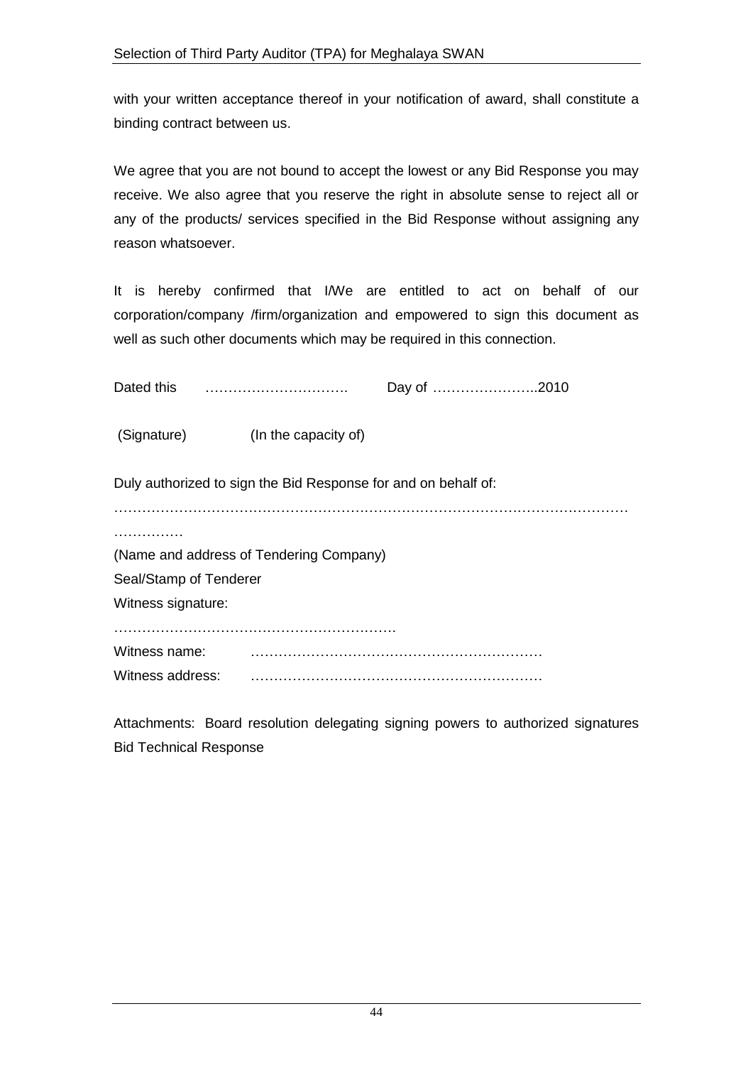with your written acceptance thereof in your notification of award, shall constitute a binding contract between us.

We agree that you are not bound to accept the lowest or any Bid Response you may receive. We also agree that you reserve the right in absolute sense to reject all or any of the products/ services specified in the Bid Response without assigning any reason whatsoever.

It is hereby confirmed that I/We are entitled to act on behalf of our corporation/company /firm/organization and empowered to sign this document as well as such other documents which may be required in this connection.

Dated this ………………………….  Day of …………………..2010

(Signature)  (In the capacity of)

Duly authorized to sign the Bid Response for and on behalf of:

……………………………………………………………………………………………

……………

(Name and address of Tendering Company)

Seal/Stamp of Tenderer

Witness signature:

…………………………………………………….

Witness name:  ………………………………………………………

Witness address:  ………………………………………………………

Attachments: Board resolution delegating signing powers to authorized signatures Bid Technical Response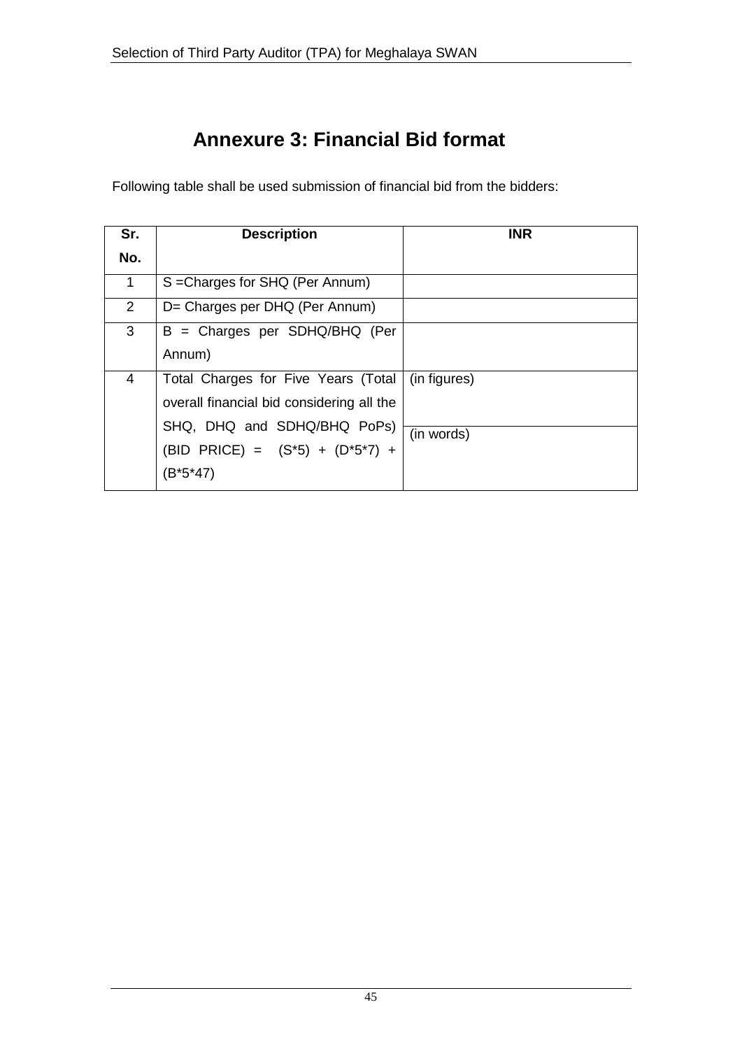# Annexure 3: Financial Bid format

Following table shall be used submission of financial bid from the bidders:

| Sr. No. | Description | INR |
|---|---|---|
| 1 | S =Charges for SHQ (Per Annum) | |
| 2 | D= Charges per DHQ (Per Annum) | |
| 3 | B = Charges per SDHQ/BHQ (Per Annum) | |
| 4 | Total Charges for Five Years (Total overall financial bid considering all the SHQ, DHQ and SDHQ/BHQ PoPs) (BID PRICE) = (S*5) + (D*5*7) + (B*5*47) | (in figures) |
| | | (in words) |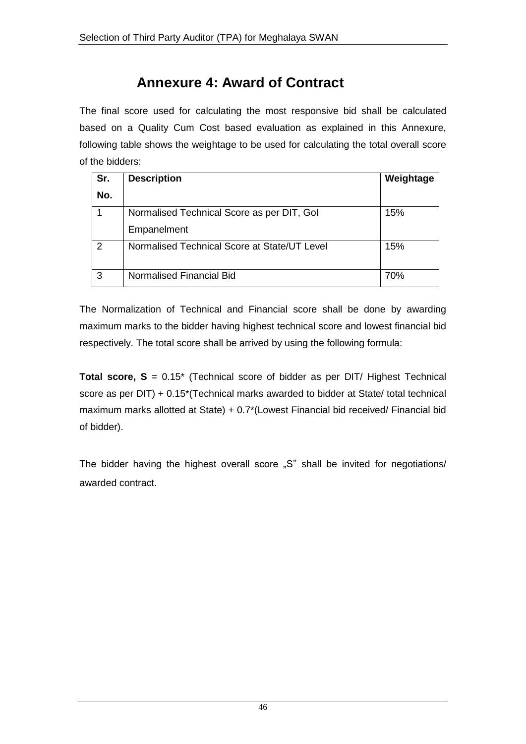# Annexure 4: Award of Contract

The final score used for calculating the most responsive bid shall be calculated based on a Quality Cum Cost based evaluation as explained in this Annexure, following table shows the weightage to be used for calculating the total overall score of the bidders:

| Sr. No. | Description | Weightage |
|---|---|---|
| 1 | Normalised Technical Score as per DIT, GoI Empanelment | 15% |
| 2 | Normalised Technical Score at State/UT Level | 15% |
| 3 | Normalised Financial Bid | 70% |

The Normalization of Technical and Financial score shall be done by awarding maximum marks to the bidder having highest technical score and lowest financial bid respectively. The total score shall be arrived by using the following formula:

**Total score, S** = 0.15* (Technical score of bidder as per DIT/ Highest Technical score as per DIT) + 0.15*(Technical marks awarded to bidder at State/ total technical maximum marks allotted at State) + 0.7*(Lowest Financial bid received/ Financial bid of bidder).

The bidder having the highest overall score „S" shall be invited for negotiations/ awarded contract.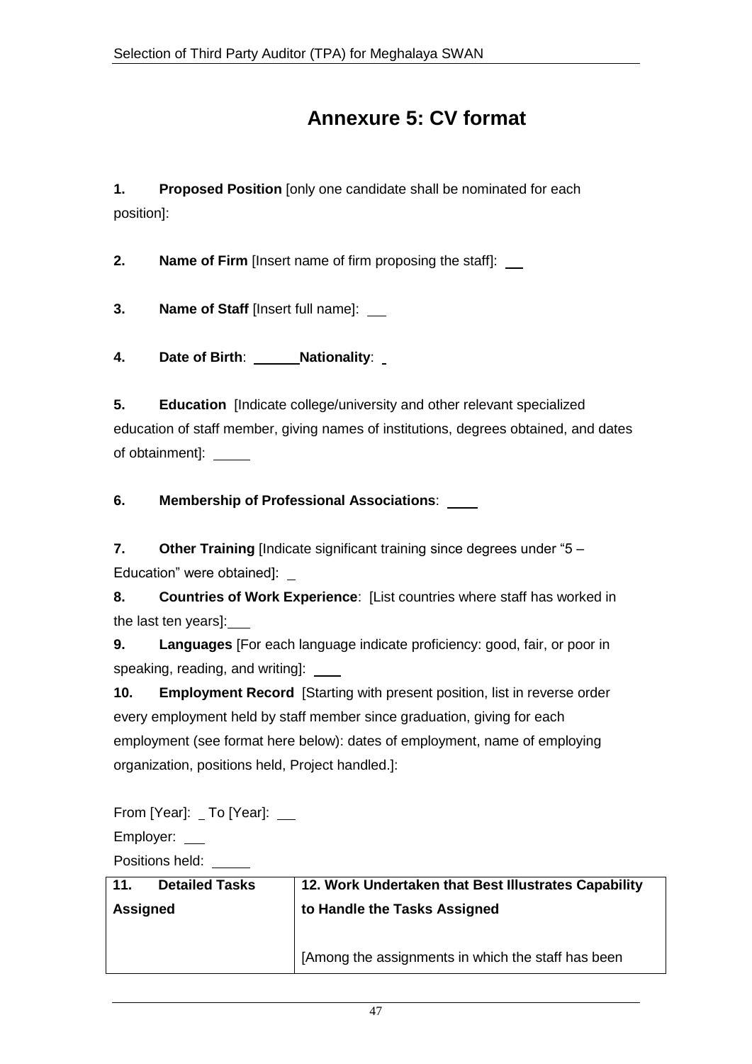# Annexure 5: CV format

**1. Proposed Position** [only one candidate shall be nominated for each position]:

**2. Name of Firm** [Insert name of firm proposing the staff]: \_\_

**3. Name of Staff** [Insert full name]: \_\_

**4. Date of Birth**: \_\_\_\_\_\_ **Nationality**: \_

**5. Education** [Indicate college/university and other relevant specialized education of staff member, giving names of institutions, degrees obtained, and dates of obtainment]: \_\_\_\_\_

**6. Membership of Professional Associations**: \_\_\_\_

**7. Other Training** [Indicate significant training since degrees under "5 – Education" were obtained]: \_

**8. Countries of Work Experience**: [List countries where staff has worked in the last ten years]: \_\_\_

**9. Languages** [For each language indicate proficiency: good, fair, or poor in speaking, reading, and writing]: \_\_\_\_

**10. Employment Record** [Starting with present position, list in reverse order every employment held by staff member since graduation, giving for each employment (see format here below): dates of employment, name of employing organization, positions held, Project handled.]:

From [Year]: \_ To [Year]: \_\_

Employer: \_\_

Positions held: \_\_\_\_\_

| 11. Detailed Tasks Assigned | 12. Work Undertaken that Best Illustrates Capability to Handle the Tasks Assigned |
|---|---|
| | [Among the assignments in which the staff has been |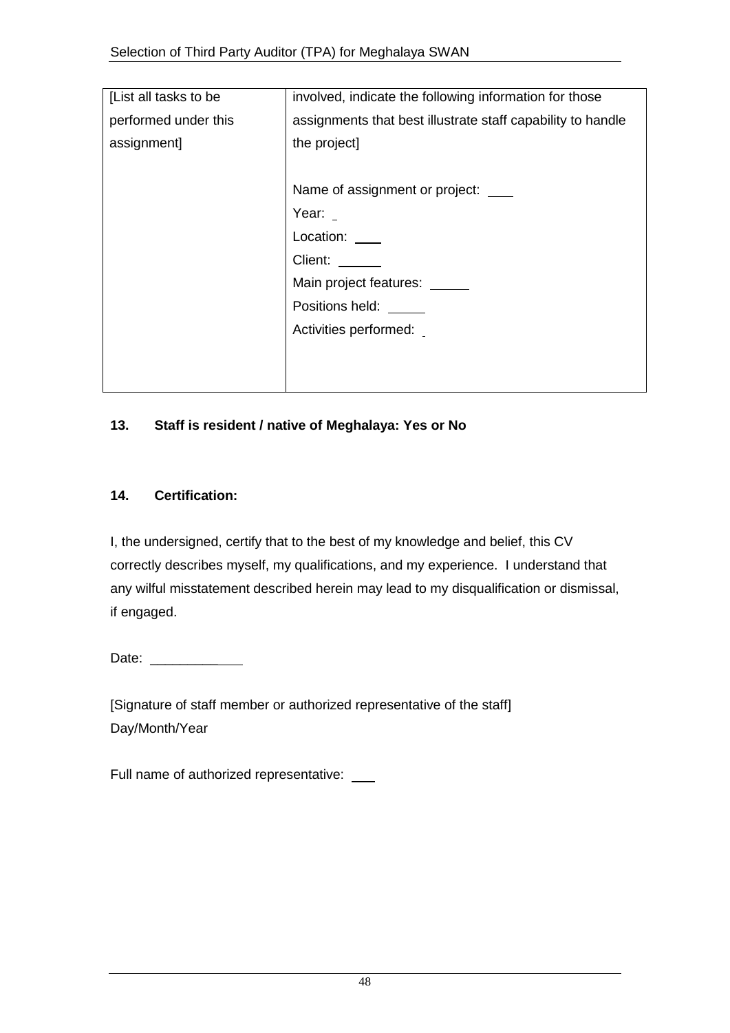| [List all tasks to be performed under this assignment] | involved, indicate the following information for those assignments that best illustrate staff capability to handle the project]<br><br>Name of assignment or project: ___<br>Year: _<br>Location: ___<br>Client: ______<br>Main project features: _____<br>Positions held: _____<br>Activities performed: _ |
|---|---|

**13. Staff is resident / native of Meghalaya: Yes or No**

**14. Certification:**

I, the undersigned, certify that to the best of my knowledge and belief, this CV correctly describes myself, my qualifications, and my experience. I understand that any wilful misstatement described herein may lead to my disqualification or dismissal, if engaged.

Date: ______________

[Signature of staff member or authorized representative of the staff]
Day/Month/Year

Full name of authorized representative: ___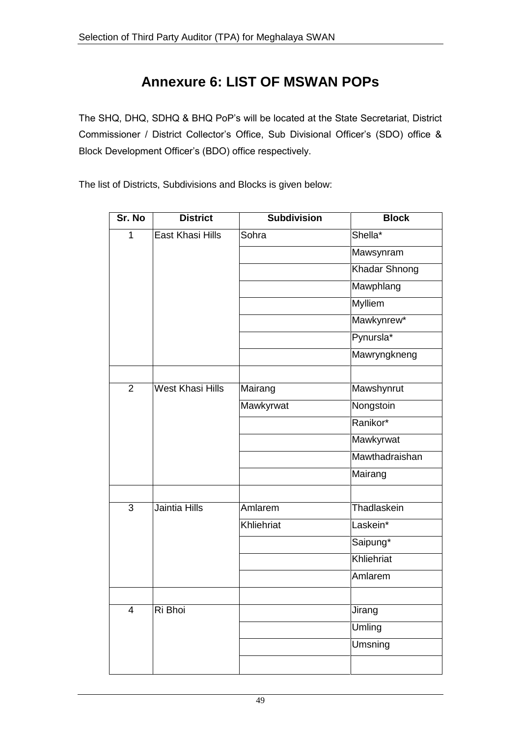# Annexure 6: LIST OF MSWAN POPs

The SHQ, DHQ, SDHQ & BHQ PoP's will be located at the State Secretariat, District Commissioner / District Collector's Office, Sub Divisional Officer's (SDO) office & Block Development Officer's (BDO) office respectively.

The list of Districts, Subdivisions and Blocks is given below:

| Sr. No | District | Subdivision | Block |
|---|---|---|---|
| 1 | East Khasi Hills | Sohra | Shella* |
| | | | Mawsynram |
| | | | Khadar Shnong |
| | | | Mawphlang |
| | | | Mylliem |
| | | | Mawkynrew* |
| | | | Pynursla* |
| | | | Mawryngkneng |
| | | | |
| 2 | West Khasi Hills | Mairang | Mawshynrut |
| | | Mawkyrwat | Nongstoin |
| | | | Ranikor* |
| | | | Mawkyrwat |
| | | | Mawthadraishan |
| | | | Mairang |
| | | | |
| 3 | Jaintia Hills | Amlarem | Thadlaskein |
| | | Khliehriat | Laskein* |
| | | | Saipung* |
| | | | Khliehriat |
| | | | Amlarem |
| | | | |
| 4 | Ri Bhoi | | Jirang |
| | | | Umling |
| | | | Umsning |
| | | | |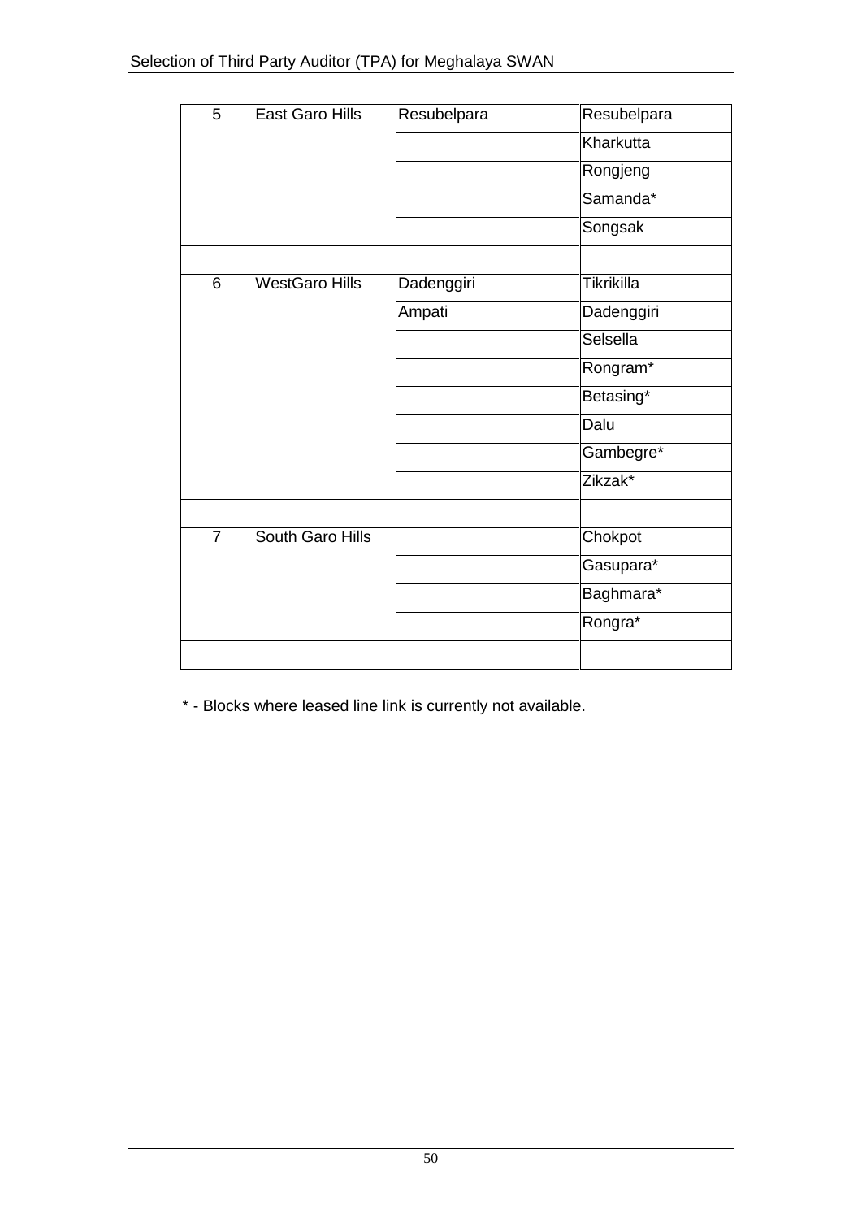| | | | |
|---|---|---|---|
| 5 | East Garo Hills | Resubelpara | Resubelpara |
| | | | Kharkutta |
| | | | Rongjeng |
| | | | Samanda* |
| | | | Songsak |
| | | | |
| 6 | WestGaro Hills | Dadenggiri | Tikrikilla |
| | | Ampati | Dadenggiri |
| | | | Selsella |
| | | | Rongram* |
| | | | Betasing* |
| | | | Dalu |
| | | | Gambegre* |
| | | | Zikzak* |
| | | | |
| 7 | South Garo Hills | | Chokpot |
| | | | Gasupara* |
| | | | Baghmara* |
| | | | Rongra* |
| | | | |

* - Blocks where leased line link is currently not available.